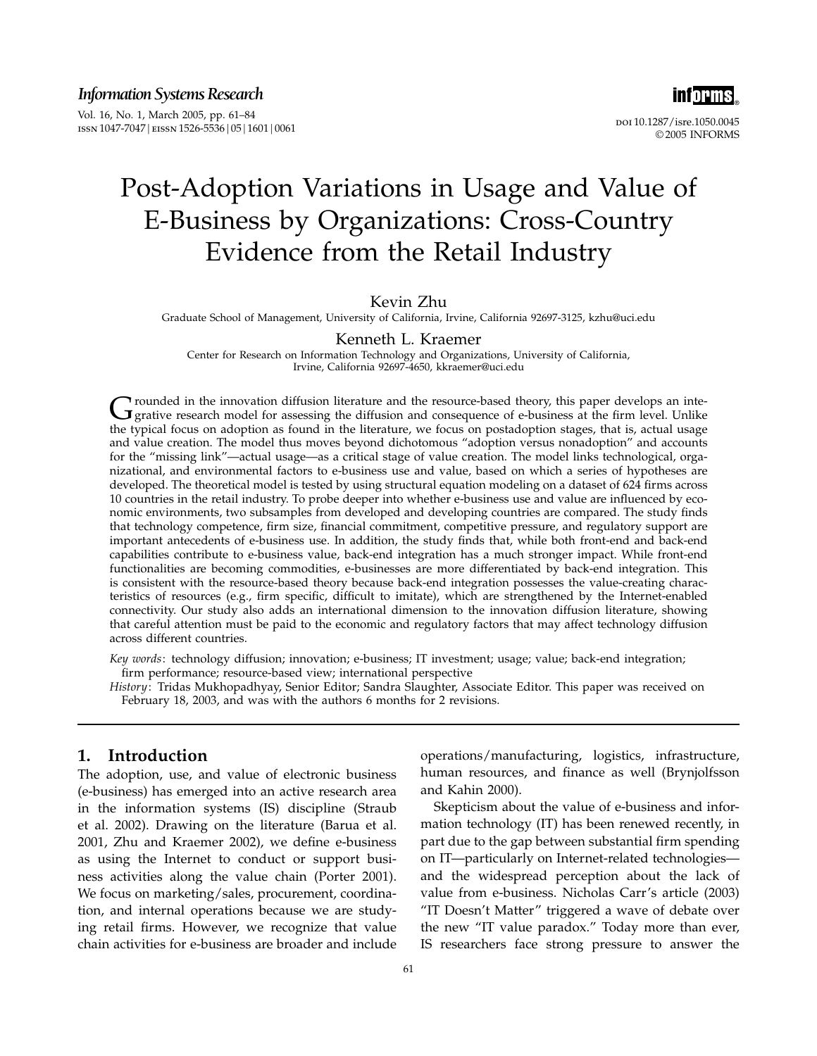# Post-Adoption Variations in Usage and Value of E-Business by Organizations: Cross-Country Evidence from the Retail Industry

**Kevin Zhu**
Graduate School of Management, University of California, Irvine, California 92697-3125, kzhu@uci.edu

**Kenneth L. Kraemer**
Center for Research on Information Technology and Organizations, University of California, Irvine, California 92697-4650, kkraemer@uci.edu

Grounded in the innovation diffusion literature and the resource-based theory, this paper develops an integrative research model for assessing the diffusion and consequence of e-business at the firm level. Unlike the typical focus on adoption as found in the literature, we focus on postadoption stages, that is, actual usage and value creation. The model thus moves beyond dichotomous "adoption versus nonadoption" and accounts for the "missing link"—actual usage—as a critical stage of value creation. The model links technological, organizational, and environmental factors to e-business use and value, based on which a series of hypotheses are developed. The theoretical model is tested by using structural equation modeling on a dataset of 624 firms across 10 countries in the retail industry. To probe deeper into whether e-business use and value are influenced by economic environments, two subsamples from developed and developing countries are compared. The study finds that technology competence, firm size, financial commitment, competitive pressure, and regulatory support are important antecedents of e-business use. In addition, the study finds that, while both front-end and back-end capabilities contribute to e-business value, back-end integration has a much stronger impact. While front-end functionalities are becoming commodities, e-businesses are more differentiated by back-end integration. This is consistent with the resource-based theory because back-end integration possesses the value-creating characteristics of resources (e.g., firm specific, difficult to imitate), which are strengthened by the Internet-enabled connectivity. Our study also adds an international dimension to the innovation diffusion literature, showing that careful attention must be paid to the economic and regulatory factors that may affect technology diffusion across different countries.

*Key words*: technology diffusion; innovation; e-business; IT investment; usage; value; back-end integration; firm performance; resource-based view; international perspective

*History*: Tridas Mukhopadhyay, Senior Editor; Sandra Slaughter, Associate Editor. This paper was received on February 18, 2003, and was with the authors 6 months for 2 revisions.

## 1. Introduction

The adoption, use, and value of electronic business (e-business) has emerged into an active research area in the information systems (IS) discipline (Straub et al. 2002). Drawing on the literature (Barua et al. 2001, Zhu and Kraemer 2002), we define e-business as using the Internet to conduct or support business activities along the value chain (Porter 2001). We focus on marketing/sales, procurement, coordination, and internal operations because we are studying retail firms. However, we recognize that value chain activities for e-business are broader and include operations/manufacturing, logistics, infrastructure, human resources, and finance as well (Brynjolfsson and Kahin 2000).

Skepticism about the value of e-business and information technology (IT) has been renewed recently, in part due to the gap between substantial firm spending on IT—particularly on Internet-related technologies—and the widespread perception about the lack of value from e-business. Nicholas Carr's article (2003) "IT Doesn't Matter" triggered a wave of debate over the new "IT value paradox." Today more than ever, IS researchers face strong pressure to answer the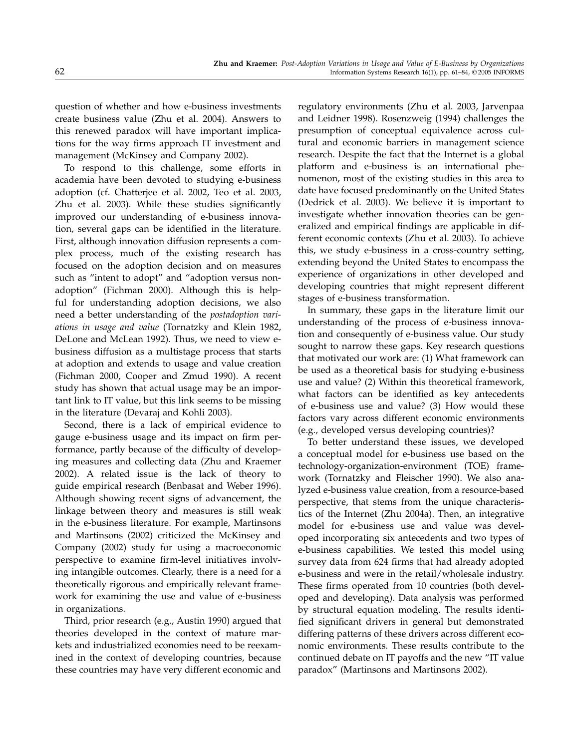question of whether and how e-business investments create business value (Zhu et al. 2004). Answers to this renewed paradox will have important implications for the way firms approach IT investment and management (McKinsey and Company 2002).

To respond to this challenge, some efforts in academia have been devoted to studying e-business adoption (cf. Chatterjee et al. 2002, Teo et al. 2003, Zhu et al. 2003). While these studies significantly improved our understanding of e-business innovation, several gaps can be identified in the literature. First, although innovation diffusion represents a complex process, much of the existing research has focused on the adoption decision and on measures such as "intent to adopt" and "adoption versus nonadoption" (Fichman 2000). Although this is helpful for understanding adoption decisions, we also need a better understanding of the *postadoption variations in usage and value* (Tornatzky and Klein 1982, DeLone and McLean 1992). Thus, we need to view e-business diffusion as a multistage process that starts at adoption and extends to usage and value creation (Fichman 2000, Cooper and Zmud 1990). A recent study has shown that actual usage may be an important link to IT value, but this link seems to be missing in the literature (Devaraj and Kohli 2003).

Second, there is a lack of empirical evidence to gauge e-business usage and its impact on firm performance, partly because of the difficulty of developing measures and collecting data (Zhu and Kraemer 2002). A related issue is the lack of theory to guide empirical research (Benbasat and Weber 1996). Although showing recent signs of advancement, the linkage between theory and measures is still weak in the e-business literature. For example, Martinsons and Martinsons (2002) criticized the McKinsey and Company (2002) study for using a macroeconomic perspective to examine firm-level initiatives involving intangible outcomes. Clearly, there is a need for a theoretically rigorous and empirically relevant framework for examining the use and value of e-business in organizations.

Third, prior research (e.g., Austin 1990) argued that theories developed in the context of mature markets and industrialized economies need to be reexamined in the context of developing countries, because these countries may have very different economic and regulatory environments (Zhu et al. 2003, Jarvenpaa and Leidner 1998). Rosenzweig (1994) challenges the presumption of conceptual equivalence across cultural and economic barriers in management science research. Despite the fact that the Internet is a global platform and e-business is an international phenomenon, most of the existing studies in this area to date have focused predominantly on the United States (Dedrick et al. 2003). We believe it is important to investigate whether innovation theories can be generalized and empirical findings are applicable in different economic contexts (Zhu et al. 2003). To achieve this, we study e-business in a cross-country setting, extending beyond the United States to encompass the experience of organizations in other developed and developing countries that might represent different stages of e-business transformation.

In summary, these gaps in the literature limit our understanding of the process of e-business innovation and consequently of e-business value. Our study sought to narrow these gaps. Key research questions that motivated our work are: (1) What framework can be used as a theoretical basis for studying e-business use and value? (2) Within this theoretical framework, what factors can be identified as key antecedents of e-business use and value? (3) How would these factors vary across different economic environments (e.g., developed versus developing countries)?

To better understand these issues, we developed a conceptual model for e-business use based on the technology-organization-environment (TOE) framework (Tornatzky and Fleischer 1990). We also analyzed e-business value creation, from a resource-based perspective, that stems from the unique characteristics of the Internet (Zhu 2004a). Then, an integrative model for e-business use and value was developed incorporating six antecedents and two types of e-business capabilities. We tested this model using survey data from 624 firms that had already adopted e-business and were in the retail/wholesale industry. These firms operated from 10 countries (both developed and developing). Data analysis was performed by structural equation modeling. The results identified significant drivers in general but demonstrated differing patterns of these drivers across different economic environments. These results contribute to the continued debate on IT payoffs and the new "IT value paradox" (Martinsons and Martinsons 2002).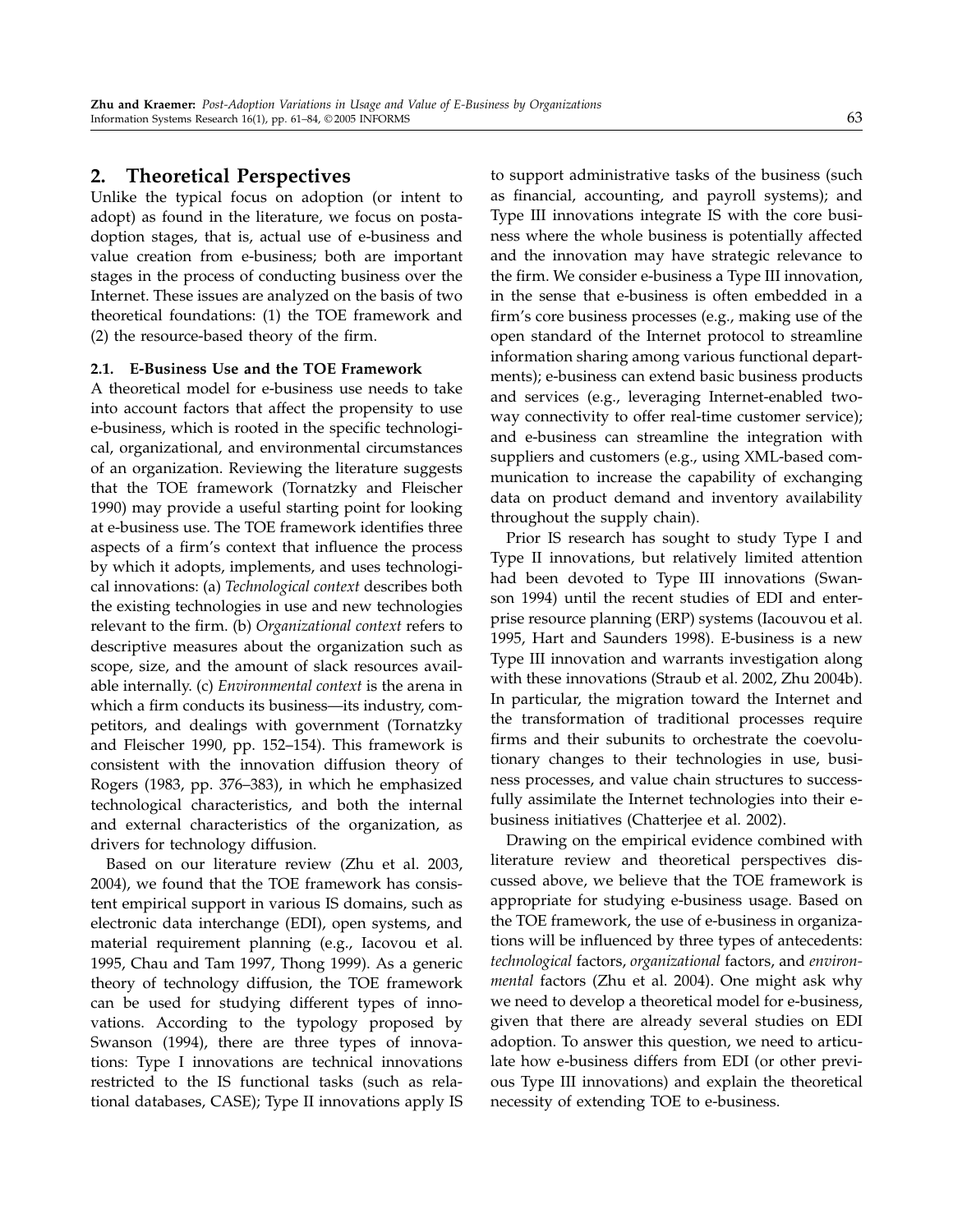## 2. Theoretical Perspectives

Unlike the typical focus on adoption (or intent to adopt) as found in the literature, we focus on postadoption stages, that is, actual use of e-business and value creation from e-business; both are important stages in the process of conducting business over the Internet. These issues are analyzed on the basis of two theoretical foundations: (1) the TOE framework and (2) the resource-based theory of the firm.

### 2.1. E-Business Use and the TOE Framework

A theoretical model for e-business use needs to take into account factors that affect the propensity to use e-business, which is rooted in the specific technological, organizational, and environmental circumstances of an organization. Reviewing the literature suggests that the TOE framework (Tornatzky and Fleischer 1990) may provide a useful starting point for looking at e-business use. The TOE framework identifies three aspects of a firm's context that influence the process by which it adopts, implements, and uses technological innovations: (a) *Technological context* describes both the existing technologies in use and new technologies relevant to the firm. (b) *Organizational context* refers to descriptive measures about the organization such as scope, size, and the amount of slack resources available internally. (c) *Environmental context* is the arena in which a firm conducts its business—its industry, competitors, and dealings with government (Tornatzky and Fleischer 1990, pp. 152–154). This framework is consistent with the innovation diffusion theory of Rogers (1983, pp. 376–383), in which he emphasized technological characteristics, and both the internal and external characteristics of the organization, as drivers for technology diffusion.

Based on our literature review (Zhu et al. 2003, 2004), we found that the TOE framework has consistent empirical support in various IS domains, such as electronic data interchange (EDI), open systems, and material requirement planning (e.g., Iacovou et al. 1995, Chau and Tam 1997, Thong 1999). As a generic theory of technology diffusion, the TOE framework can be used for studying different types of innovations. According to the typology proposed by Swanson (1994), there are three types of innovations: Type I innovations are technical innovations restricted to the IS functional tasks (such as relational databases, CASE); Type II innovations apply IS to support administrative tasks of the business (such as financial, accounting, and payroll systems); and Type III innovations integrate IS with the core business where the whole business is potentially affected and the innovation may have strategic relevance to the firm. We consider e-business a Type III innovation, in the sense that e-business is often embedded in a firm's core business processes (e.g., making use of the open standard of the Internet protocol to streamline information sharing among various functional departments); e-business can extend basic business products and services (e.g., leveraging Internet-enabled two-way connectivity to offer real-time customer service); and e-business can streamline the integration with suppliers and customers (e.g., using XML-based communication to increase the capability of exchanging data on product demand and inventory availability throughout the supply chain).

Prior IS research has sought to study Type I and Type II innovations, but relatively limited attention had been devoted to Type III innovations (Swanson 1994) until the recent studies of EDI and enterprise resource planning (ERP) systems (Iacouvou et al. 1995, Hart and Saunders 1998). E-business is a new Type III innovation and warrants investigation along with these innovations (Straub et al. 2002, Zhu 2004b). In particular, the migration toward the Internet and the transformation of traditional processes require firms and their subunits to orchestrate the coevolutionary changes to their technologies in use, business processes, and value chain structures to successfully assimilate the Internet technologies into their e-business initiatives (Chatterjee et al. 2002).

Drawing on the empirical evidence combined with literature review and theoretical perspectives discussed above, we believe that the TOE framework is appropriate for studying e-business usage. Based on the TOE framework, the use of e-business in organizations will be influenced by three types of antecedents: *technological* factors, *organizational* factors, and *environmental* factors (Zhu et al. 2004). One might ask why we need to develop a theoretical model for e-business, given that there are already several studies on EDI adoption. To answer this question, we need to articulate how e-business differs from EDI (or other previous Type III innovations) and explain the theoretical necessity of extending TOE to e-business.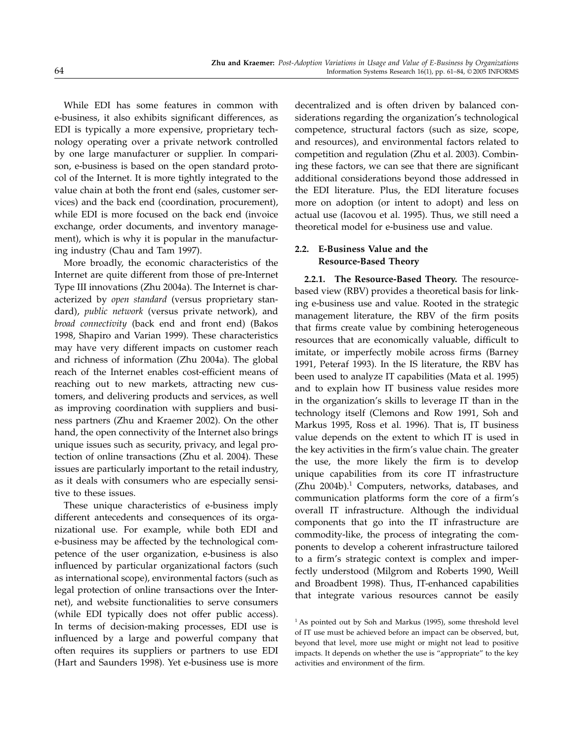While EDI has some features in common with e-business, it also exhibits significant differences, as EDI is typically a more expensive, proprietary technology operating over a private network controlled by one large manufacturer or supplier. In comparison, e-business is based on the open standard protocol of the Internet. It is more tightly integrated to the value chain at both the front end (sales, customer services) and the back end (coordination, procurement), while EDI is more focused on the back end (invoice exchange, order documents, and inventory management), which is why it is popular in the manufacturing industry (Chau and Tam 1997).

More broadly, the economic characteristics of the Internet are quite different from those of pre-Internet Type III innovations (Zhu 2004a). The Internet is characterized by *open standard* (versus proprietary standard), *public network* (versus private network), and *broad connectivity* (back end and front end) (Bakos 1998, Shapiro and Varian 1999). These characteristics may have very different impacts on customer reach and richness of information (Zhu 2004a). The global reach of the Internet enables cost-efficient means of reaching out to new markets, attracting new customers, and delivering products and services, as well as improving coordination with suppliers and business partners (Zhu and Kraemer 2002). On the other hand, the open connectivity of the Internet also brings unique issues such as security, privacy, and legal protection of online transactions (Zhu et al. 2004). These issues are particularly important to the retail industry, as it deals with consumers who are especially sensitive to these issues.

These unique characteristics of e-business imply different antecedents and consequences of its organizational use. For example, while both EDI and e-business may be affected by the technological competence of the user organization, e-business is also influenced by particular organizational factors (such as international scope), environmental factors (such as legal protection of online transactions over the Internet), and website functionalities to serve consumers (while EDI typically does not offer public access). In terms of decision-making processes, EDI use is influenced by a large and powerful company that often requires its suppliers or partners to use EDI (Hart and Saunders 1998). Yet e-business use is more decentralized and is often driven by balanced considerations regarding the organization's technological competence, structural factors (such as size, scope, and resources), and environmental factors related to competition and regulation (Zhu et al. 2003). Combining these factors, we can see that there are significant additional considerations beyond those addressed in the EDI literature. Plus, the EDI literature focuses more on adoption (or intent to adopt) and less on actual use (Iacovou et al. 1995). Thus, we still need a theoretical model for e-business use and value.

### 2.2. E-Business Value and the Resource-Based Theory

**2.2.1. The Resource-Based Theory.** The resource-based view (RBV) provides a theoretical basis for linking e-business use and value. Rooted in the strategic management literature, the RBV of the firm posits that firms create value by combining heterogeneous resources that are economically valuable, difficult to imitate, or imperfectly mobile across firms (Barney 1991, Peteraf 1993). In the IS literature, the RBV has been used to analyze IT capabilities (Mata et al. 1995) and to explain how IT business value resides more in the organization's skills to leverage IT than in the technology itself (Clemons and Row 1991, Soh and Markus 1995, Ross et al. 1996). That is, IT business value depends on the extent to which IT is used in the key activities in the firm's value chain. The greater the use, the more likely the firm is to develop unique capabilities from its core IT infrastructure (Zhu 2004b).[1] Computers, networks, databases, and communication platforms form the core of a firm's overall IT infrastructure. Although the individual components that go into the IT infrastructure are commodity-like, the process of integrating the components to develop a coherent infrastructure tailored to a firm's strategic context is complex and imperfectly understood (Milgrom and Roberts 1990, Weill and Broadbent 1998). Thus, IT-enhanced capabilities that integrate various resources cannot be easily

[1] As pointed out by Soh and Markus (1995), some threshold level of IT use must be achieved before an impact can be observed, but, beyond that level, more use might or might not lead to positive impacts. It depends on whether the use is "appropriate" to the key activities and environment of the firm.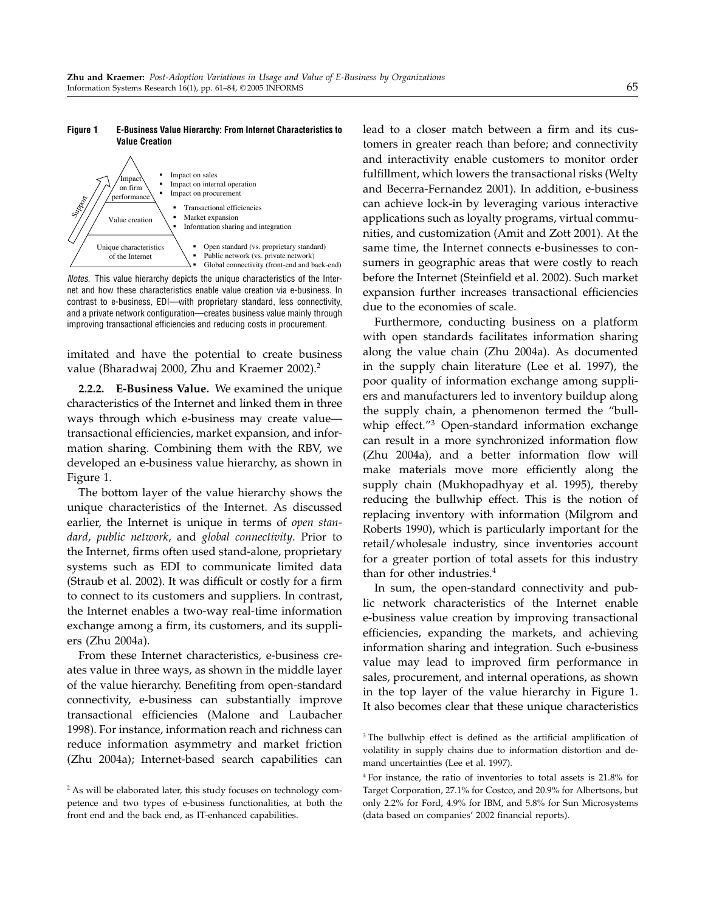**Figure 1 E-Business Value Hierarchy: From Internet Characteristics to Value Creation**

Impact on firm performance
- Impact on sales
- Impact on internal operation
- Impact on procurement

Value creation
- Transactional efficiencies
- Market expansion
- Information sharing and integration

Unique characteristics of the Internet
- Open standard (vs. proprietary standard)
- Public network (vs. private network)
- Global connectivity (front-end and back-end)

Support

*Notes.* This value hierarchy depicts the unique characteristics of the Internet and how these characteristics enable value creation via e-business. In contrast to e-business, EDI—with proprietary standard, less connectivity, and a private network configuration—creates business value mainly through improving transactional efficiencies and reducing costs in procurement.

imitated and have the potential to create business value (Bharadwaj 2000, Zhu and Kraemer 2002).[2]

**2.2.2. E-Business Value.** We examined the unique characteristics of the Internet and linked them in three ways through which e-business may create value—transactional efficiencies, market expansion, and information sharing. Combining them with the RBV, we developed an e-business value hierarchy, as shown in Figure 1.

The bottom layer of the value hierarchy shows the unique characteristics of the Internet. As discussed earlier, the Internet is unique in terms of *open standard*, *public network*, and *global connectivity*. Prior to the Internet, firms often used stand-alone, proprietary systems such as EDI to communicate limited data (Straub et al. 2002). It was difficult or costly for a firm to connect to its customers and suppliers. In contrast, the Internet enables a two-way real-time information exchange among a firm, its customers, and its suppliers (Zhu 2004a).

From these Internet characteristics, e-business creates value in three ways, as shown in the middle layer of the value hierarchy. Benefiting from open-standard connectivity, e-business can substantially improve transactional efficiencies (Malone and Laubacher 1998). For instance, information reach and richness can reduce information asymmetry and market friction (Zhu 2004a); Internet-based search capabilities can lead to a closer match between a firm and its customers in greater reach than before; and connectivity and interactivity enable customers to monitor order fulfillment, which lowers the transactional risks (Welty and Becerra-Fernandez 2001). In addition, e-business can achieve lock-in by leveraging various interactive applications such as loyalty programs, virtual communities, and customization (Amit and Zott 2001). At the same time, the Internet connects e-businesses to consumers in geographic areas that were costly to reach before the Internet (Steinfield et al. 2002). Such market expansion further increases transactional efficiencies due to the economies of scale.

Furthermore, conducting business on a platform with open standards facilitates information sharing along the value chain (Zhu 2004a). As documented in the supply chain literature (Lee et al. 1997), the poor quality of information exchange among suppliers and manufacturers led to inventory buildup along the supply chain, a phenomenon termed the "bullwhip effect."[3] Open-standard information exchange can result in a more synchronized information flow (Zhu 2004a), and a better information flow will make materials move more efficiently along the supply chain (Mukhopadhyay et al. 1995), thereby reducing the bullwhip effect. This is the notion of replacing inventory with information (Milgrom and Roberts 1990), which is particularly important for the retail/wholesale industry, since inventories account for a greater portion of total assets for this industry than for other industries.[4]

In sum, the open-standard connectivity and public network characteristics of the Internet enable e-business value creation by improving transactional efficiencies, expanding the markets, and achieving information sharing and integration. Such e-business value may lead to improved firm performance in sales, procurement, and internal operations, as shown in the top layer of the value hierarchy in Figure 1. It also becomes clear that these unique characteristics

[2] As will be elaborated later, this study focuses on technology competence and two types of e-business functionalities, at both the front end and the back end, as IT-enhanced capabilities.

[3] The bullwhip effect is defined as the artificial amplification of volatility in supply chains due to information distortion and demand uncertainties (Lee et al. 1997).

[4] For instance, the ratio of inventories to total assets is 21.8% for Target Corporation, 27.1% for Costco, and 20.9% for Albertsons, but only 2.2% for Ford, 4.9% for IBM, and 5.8% for Sun Microsystems (data based on companies' 2002 financial reports).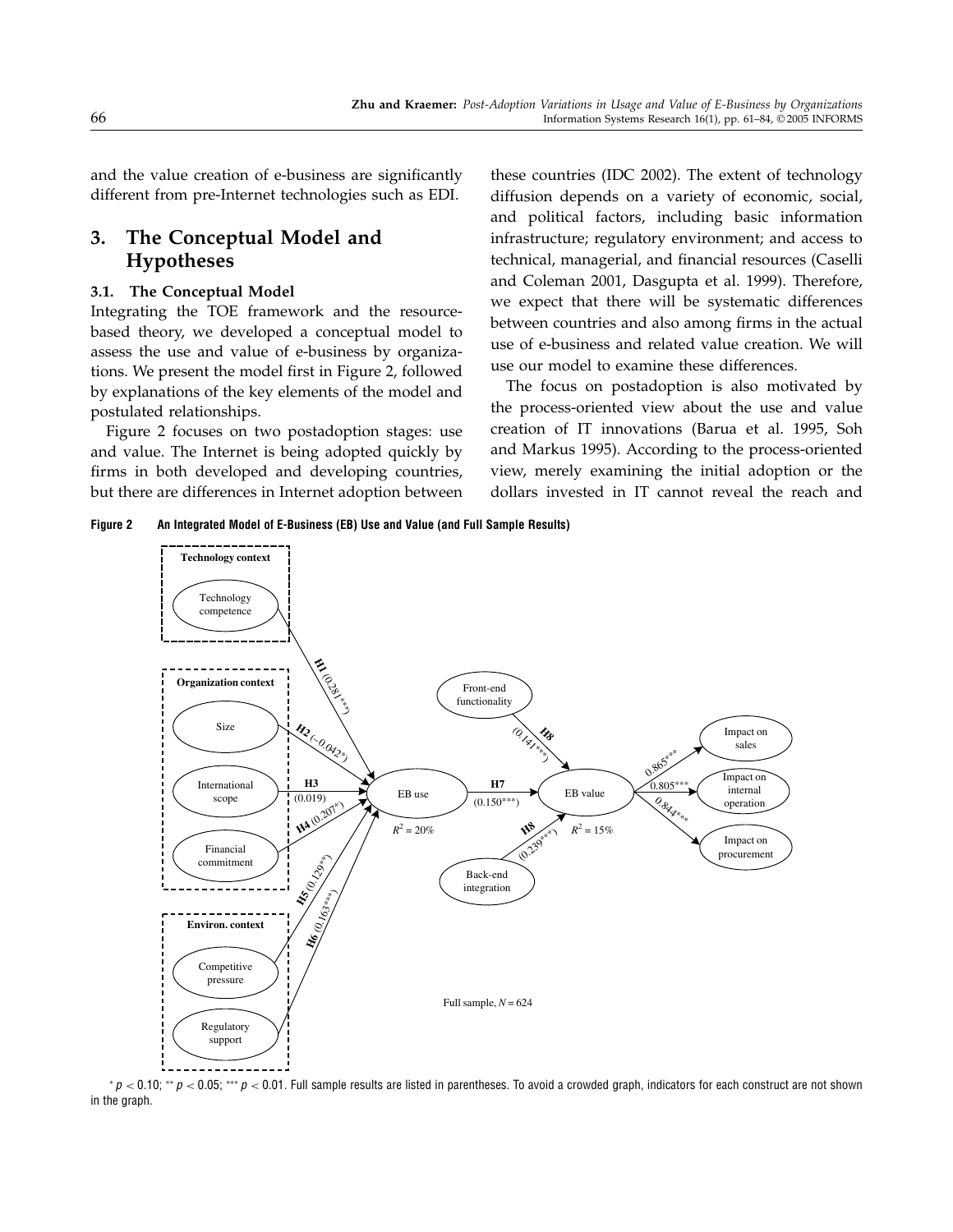and the value creation of e-business are significantly different from pre-Internet technologies such as EDI.

## 3. The Conceptual Model and Hypotheses

### 3.1. The Conceptual Model

Integrating the TOE framework and the resource-based theory, we developed a conceptual model to assess the use and value of e-business by organizations. We present the model first in Figure 2, followed by explanations of the key elements of the model and postulated relationships.

Figure 2 focuses on two postadoption stages: use and value. The Internet is being adopted quickly by firms in both developed and developing countries, but there are differences in Internet adoption between these countries (IDC 2002). The extent of technology diffusion depends on a variety of economic, social, and political factors, including basic information infrastructure; regulatory environment; and access to technical, managerial, and financial resources (Caselli and Coleman 2001, Dasgupta et al. 1999). Therefore, we expect that there will be systematic differences between countries and also among firms in the actual use of e-business and related value creation. We will use our model to examine these differences.

The focus on postadoption is also motivated by the process-oriented view about the use and value creation of IT innovations (Barua et al. 1995, Soh and Markus 1995). According to the process-oriented view, merely examining the initial adoption or the dollars invested in IT cannot reveal the reach and

**Figure 2 An Integrated Model of E-Business (EB) Use and Value (and Full Sample Results)**

$^{*}p < 0.10$; $^{**}p < 0.05$; $^{***}p < 0.01$. Full sample results are listed in parentheses. To avoid a crowded graph, indicators for each construct are not shown in the graph.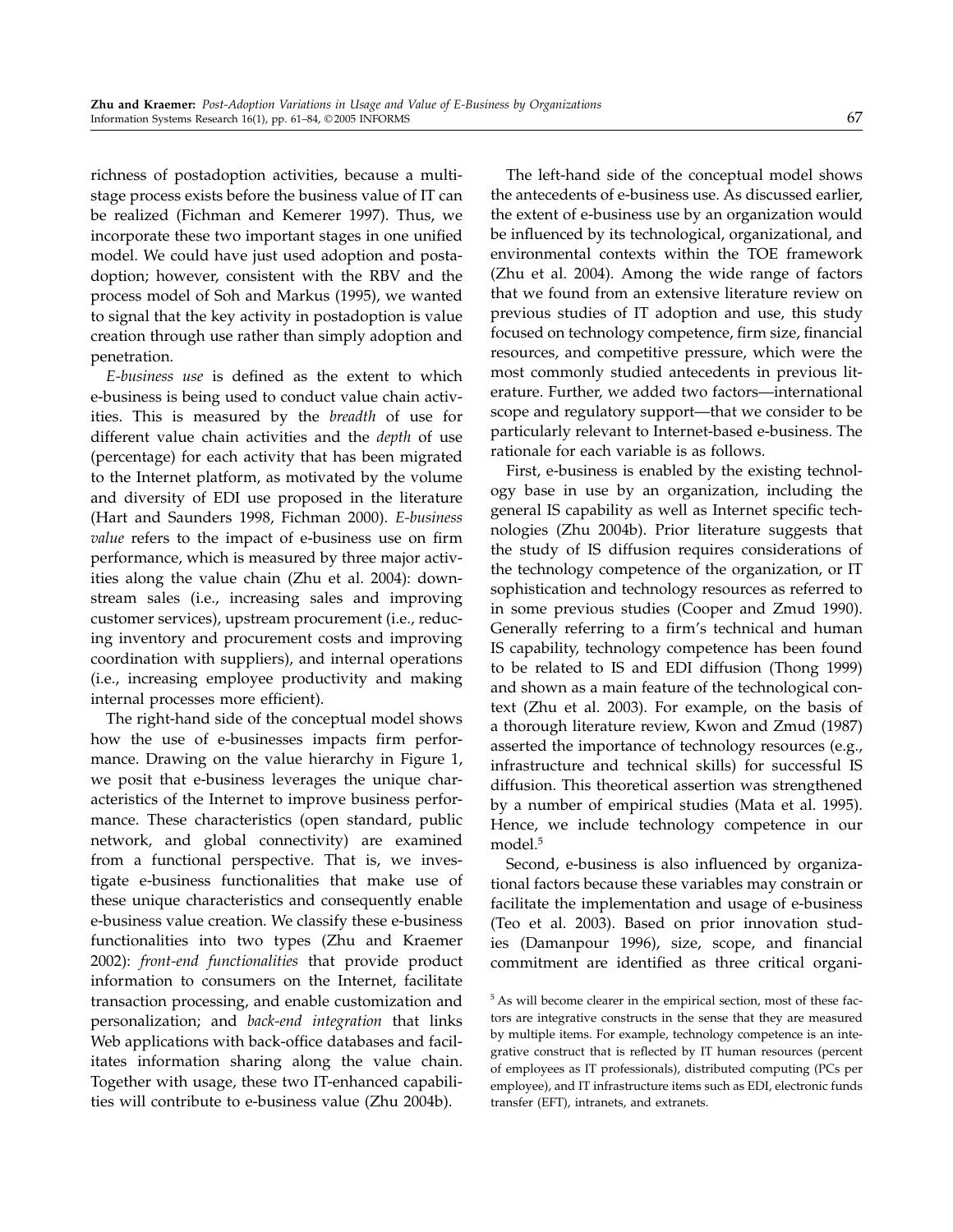richness of postadoption activities, because a multistage process exists before the business value of IT can be realized (Fichman and Kemerer 1997). Thus, we incorporate these two important stages in one unified model. We could have just used adoption and postadoption; however, consistent with the RBV and the process model of Soh and Markus (1995), we wanted to signal that the key activity in postadoption is value creation through use rather than simply adoption and penetration.

*E-business use* is defined as the extent to which e-business is being used to conduct value chain activities. This is measured by the *breadth* of use for different value chain activities and the *depth* of use (percentage) for each activity that has been migrated to the Internet platform, as motivated by the volume and diversity of EDI use proposed in the literature (Hart and Saunders 1998, Fichman 2000). *E-business value* refers to the impact of e-business use on firm performance, which is measured by three major activities along the value chain (Zhu et al. 2004): downstream sales (i.e., increasing sales and improving customer services), upstream procurement (i.e., reducing inventory and procurement costs and improving coordination with suppliers), and internal operations (i.e., increasing employee productivity and making internal processes more efficient).

The right-hand side of the conceptual model shows how the use of e-businesses impacts firm performance. Drawing on the value hierarchy in Figure 1, we posit that e-business leverages the unique characteristics of the Internet to improve business performance. These characteristics (open standard, public network, and global connectivity) are examined from a functional perspective. That is, we investigate e-business functionalities that make use of these unique characteristics and consequently enable e-business value creation. We classify these e-business functionalities into two types (Zhu and Kraemer 2002): *front-end functionalities* that provide product information to consumers on the Internet, facilitate transaction processing, and enable customization and personalization; and *back-end integration* that links Web applications with back-office databases and facilitates information sharing along the value chain. Together with usage, these two IT-enhanced capabilities will contribute to e-business value (Zhu 2004b).

The left-hand side of the conceptual model shows the antecedents of e-business use. As discussed earlier, the extent of e-business use by an organization would be influenced by its technological, organizational, and environmental contexts within the TOE framework (Zhu et al. 2004). Among the wide range of factors that we found from an extensive literature review on previous studies of IT adoption and use, this study focused on technology competence, firm size, financial resources, and competitive pressure, which were the most commonly studied antecedents in previous literature. Further, we added two factors—international scope and regulatory support—that we consider to be particularly relevant to Internet-based e-business. The rationale for each variable is as follows.

First, e-business is enabled by the existing technology base in use by an organization, including the general IS capability as well as Internet specific technologies (Zhu 2004b). Prior literature suggests that the study of IS diffusion requires considerations of the technology competence of the organization, or IT sophistication and technology resources as referred to in some previous studies (Cooper and Zmud 1990). Generally referring to a firm's technical and human IS capability, technology competence has been found to be related to IS and EDI diffusion (Thong 1999) and shown as a main feature of the technological context (Zhu et al. 2003). For example, on the basis of a thorough literature review, Kwon and Zmud (1987) asserted the importance of technology resources (e.g., infrastructure and technical skills) for successful IS diffusion. This theoretical assertion was strengthened by a number of empirical studies (Mata et al. 1995). Hence, we include technology competence in our model.[5]

Second, e-business is also influenced by organizational factors because these variables may constrain or facilitate the implementation and usage of e-business (Teo et al. 2003). Based on prior innovation studies (Damanpour 1996), size, scope, and financial commitment are identified as three critical organi-

[5] As will become clearer in the empirical section, most of these factors are integrative constructs in the sense that they are measured by multiple items. For example, technology competence is an integrative construct that is reflected by IT human resources (percent of employees as IT professionals), distributed computing (PCs per employee), and IT infrastructure items such as EDI, electronic funds transfer (EFT), intranets, and extranets.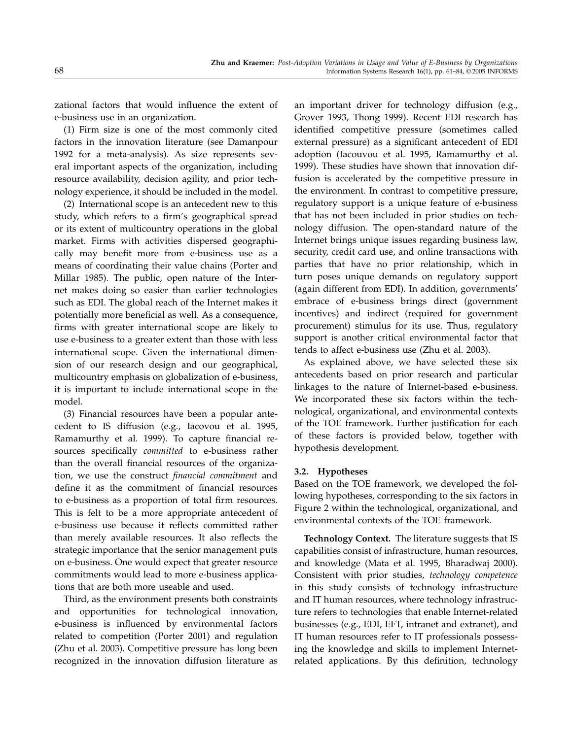zational factors that would influence the extent of e-business use in an organization.

(1) Firm size is one of the most commonly cited factors in the innovation literature (see Damanpour 1992 for a meta-analysis). As size represents several important aspects of the organization, including resource availability, decision agility, and prior technology experience, it should be included in the model.

(2) International scope is an antecedent new to this study, which refers to a firm's geographical spread or its extent of multicountry operations in the global market. Firms with activities dispersed geographically may benefit more from e-business use as a means of coordinating their value chains (Porter and Millar 1985). The public, open nature of the Internet makes doing so easier than earlier technologies such as EDI. The global reach of the Internet makes it potentially more beneficial as well. As a consequence, firms with greater international scope are likely to use e-business to a greater extent than those with less international scope. Given the international dimension of our research design and our geographical, multicountry emphasis on globalization of e-business, it is important to include international scope in the model.

(3) Financial resources have been a popular antecedent to IS diffusion (e.g., Iacouvou et al. 1995, Ramamurthy et al. 1999). To capture financial resources specifically *committed* to e-business rather than the overall financial resources of the organization, we use the construct *financial commitment* and define it as the commitment of financial resources to e-business as a proportion of total firm resources. This is felt to be a more appropriate antecedent of e-business use because it reflects committed rather than merely available resources. It also reflects the strategic importance that the senior management puts on e-business. One would expect that greater resource commitments would lead to more e-business applications that are both more useable and used.

Third, as the environment presents both constraints and opportunities for technological innovation, e-business is influenced by environmental factors related to competition (Porter 2001) and regulation (Zhu et al. 2003). Competitive pressure has long been recognized in the innovation diffusion literature as an important driver for technology diffusion (e.g., Grover 1993, Thong 1999). Recent EDI research has identified competitive pressure (sometimes called external pressure) as a significant antecedent of EDI adoption (Iacouvou et al. 1995, Ramamurthy et al. 1999). These studies have shown that innovation diffusion is accelerated by the competitive pressure in the environment. In contrast to competitive pressure, regulatory support is a unique feature of e-business that has not been included in prior studies on technology diffusion. The open-standard nature of the Internet brings unique issues regarding business law, security, credit card use, and online transactions with parties that have no prior relationship, which in turn poses unique demands on regulatory support (again different from EDI). In addition, governments' embrace of e-business brings direct (government incentives) and indirect (required for government procurement) stimulus for its use. Thus, regulatory support is another critical environmental factor that tends to affect e-business use (Zhu et al. 2003).

As explained above, we have selected these six antecedents based on prior research and particular linkages to the nature of Internet-based e-business. We incorporated these six factors within the technological, organizational, and environmental contexts of the TOE framework. Further justification for each of these factors is provided below, together with hypothesis development.

### 3.2. Hypotheses

Based on the TOE framework, we developed the following hypotheses, corresponding to the six factors in Figure 2 within the technological, organizational, and environmental contexts of the TOE framework.

**Technology Context.** The literature suggests that IS capabilities consist of infrastructure, human resources, and knowledge (Mata et al. 1995, Bharadwaj 2000). Consistent with prior studies, *technology competence* in this study consists of technology infrastructure and IT human resources, where technology infrastructure refers to technologies that enable Internet-related businesses (e.g., EDI, EFT, intranet and extranet), and IT human resources refer to IT professionals possessing the knowledge and skills to implement Internet-related applications. By this definition, technology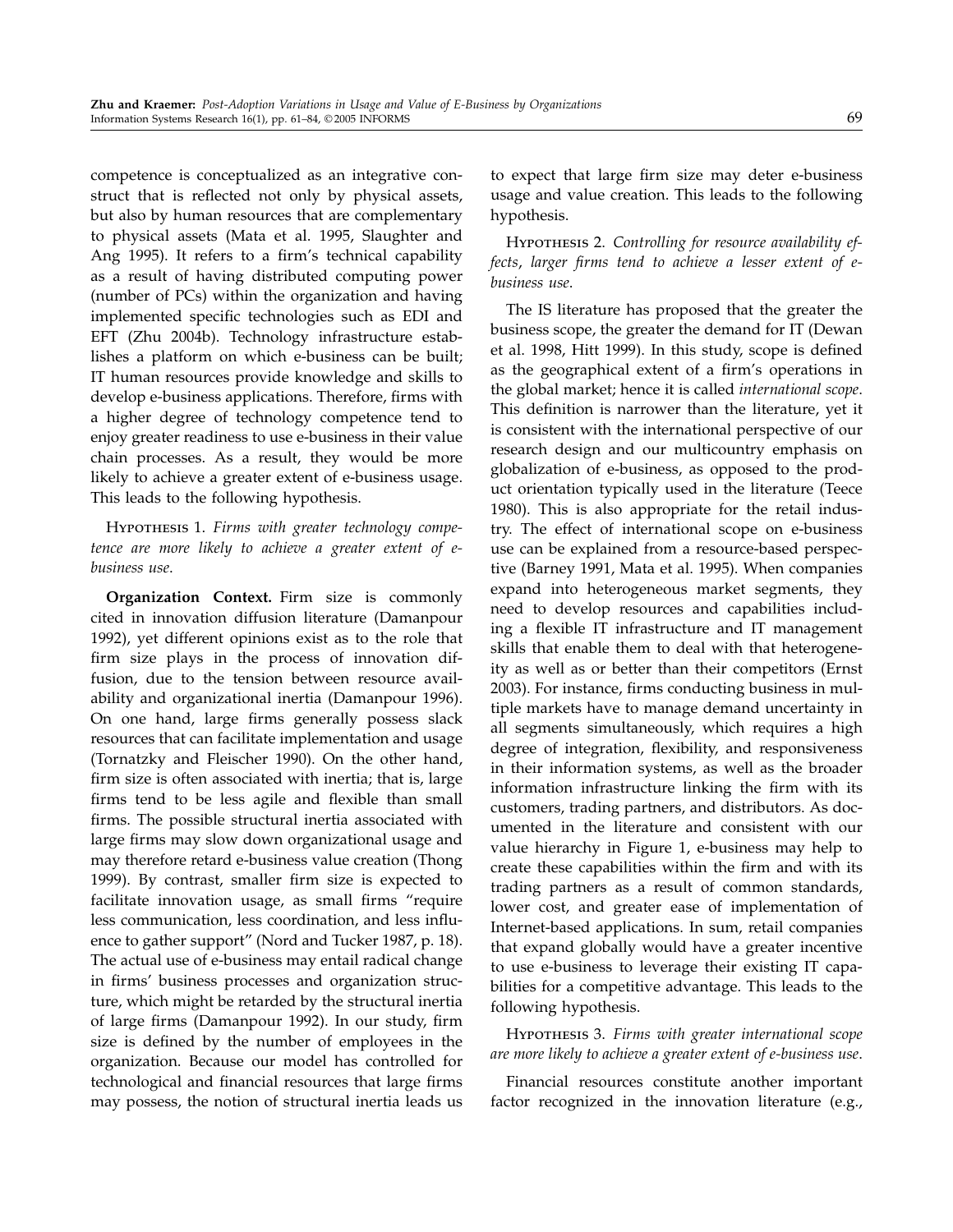competence is conceptualized as an integrative construct that is reflected not only by physical assets, but also by human resources that are complementary to physical assets (Mata et al. 1995, Slaughter and Ang 1995). It refers to a firm's technical capability as a result of having distributed computing power (number of PCs) within the organization and having implemented specific technologies such as EDI and EFT (Zhu 2004b). Technology infrastructure establishes a platform on which e-business can be built; IT human resources provide knowledge and skills to develop e-business applications. Therefore, firms with a higher degree of technology competence tend to enjoy greater readiness to use e-business in their value chain processes. As a result, they would be more likely to achieve a greater extent of e-business usage. This leads to the following hypothesis.

Hypothesis 1. *Firms with greater technology competence are more likely to achieve a greater extent of e-business use.*

**Organization Context.** Firm size is commonly cited in innovation diffusion literature (Damanpour 1992), yet different opinions exist as to the role that firm size plays in the process of innovation diffusion, due to the tension between resource availability and organizational inertia (Damanpour 1996). On one hand, large firms generally possess slack resources that can facilitate implementation and usage (Tornatzky and Fleischer 1990). On the other hand, firm size is often associated with inertia; that is, large firms tend to be less agile and flexible than small firms. The possible structural inertia associated with large firms may slow down organizational usage and may therefore retard e-business value creation (Thong 1999). By contrast, smaller firm size is expected to facilitate innovation usage, as small firms "require less communication, less coordination, and less influence to gather support" (Nord and Tucker 1987, p. 18). The actual use of e-business may entail radical change in firms' business processes and organization structure, which might be retarded by the structural inertia of large firms (Damanpour 1992). In our study, firm size is defined by the number of employees in the organization. Because our model has controlled for technological and financial resources that large firms may possess, the notion of structural inertia leads us to expect that large firm size may deter e-business usage and value creation. This leads to the following hypothesis.

Hypothesis 2. *Controlling for resource availability effects, larger firms tend to achieve a lesser extent of e-business use.*

The IS literature has proposed that the greater the business scope, the greater the demand for IT (Dewan et al. 1998, Hitt 1999). In this study, scope is defined as the geographical extent of a firm's operations in the global market; hence it is called *international scope*. This definition is narrower than the literature, yet it is consistent with the international perspective of our research design and our multicountry emphasis on globalization of e-business, as opposed to the product orientation typically used in the literature (Teece 1980). This is also appropriate for the retail industry. The effect of international scope on e-business use can be explained from a resource-based perspective (Barney 1991, Mata et al. 1995). When companies expand into heterogeneous market segments, they need to develop resources and capabilities including a flexible IT infrastructure and IT management skills that enable them to deal with that heterogeneity as well as or better than their competitors (Ernst 2003). For instance, firms conducting business in multiple markets have to manage demand uncertainty in all segments simultaneously, which requires a high degree of integration, flexibility, and responsiveness in their information systems, as well as the broader information infrastructure linking the firm with its customers, trading partners, and distributors. As documented in the literature and consistent with our value hierarchy in Figure 1, e-business may help to create these capabilities within the firm and with its trading partners as a result of common standards, lower cost, and greater ease of implementation of Internet-based applications. In sum, retail companies that expand globally would have a greater incentive to use e-business to leverage their existing IT capabilities for a competitive advantage. This leads to the following hypothesis.

Hypothesis 3. *Firms with greater international scope are more likely to achieve a greater extent of e-business use.*

Financial resources constitute another important factor recognized in the innovation literature (e.g.,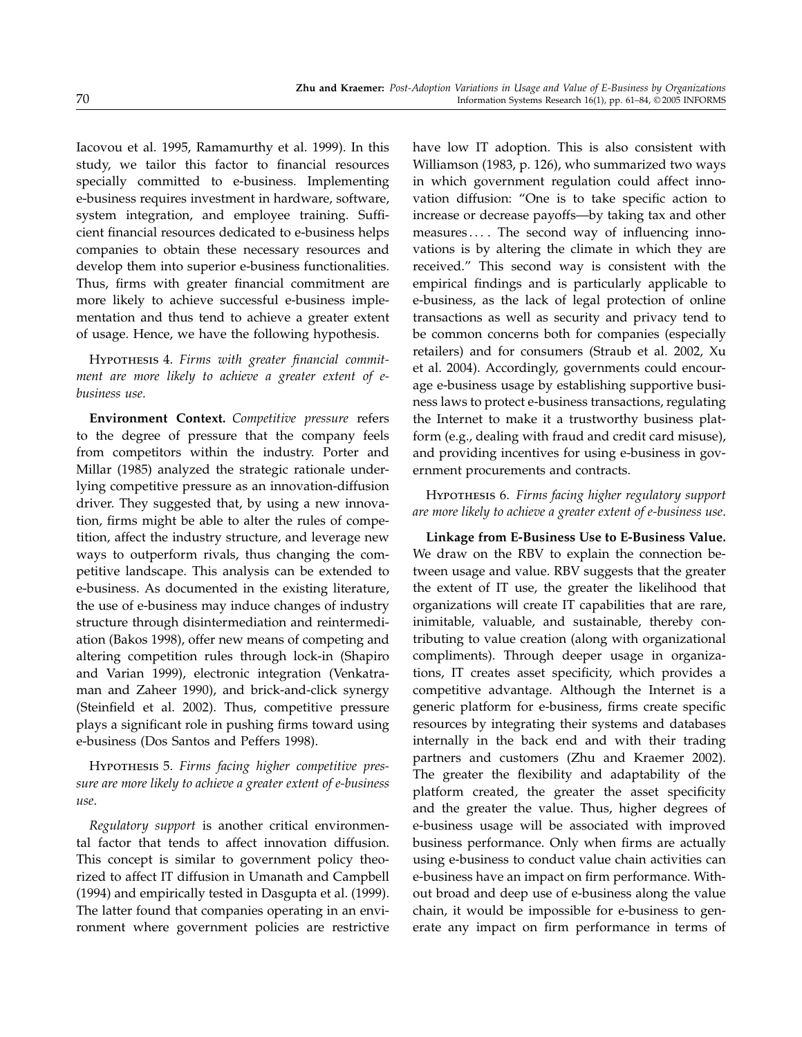Iacovou et al. 1995, Ramamurthy et al. 1999). In this study, we tailor this factor to financial resources specially committed to e-business. Implementing e-business requires investment in hardware, software, system integration, and employee training. Sufficient financial resources dedicated to e-business helps companies to obtain these necessary resources and develop them into superior e-business functionalities. Thus, firms with greater financial commitment are more likely to achieve successful e-business implementation and thus tend to achieve a greater extent of usage. Hence, we have the following hypothesis.

Hypothesis 4. *Firms with greater financial commitment are more likely to achieve a greater extent of e-business use.*

**Environment Context.** *Competitive pressure* refers to the degree of pressure that the company feels from competitors within the industry. Porter and Millar (1985) analyzed the strategic rationale underlying competitive pressure as an innovation-diffusion driver. They suggested that, by using a new innovation, firms might be able to alter the rules of competition, affect the industry structure, and leverage new ways to outperform rivals, thus changing the competitive landscape. This analysis can be extended to e-business. As documented in the existing literature, the use of e-business may induce changes of industry structure through disintermediation and reintermediation (Bakos 1998), offer new means of competing and altering competition rules through lock-in (Shapiro and Varian 1999), electronic integration (Venkatraman and Zaheer 1990), and brick-and-click synergy (Steinfield et al. 2002). Thus, competitive pressure plays a significant role in pushing firms toward using e-business (Dos Santos and Peffers 1998).

Hypothesis 5. *Firms facing higher competitive pressure are more likely to achieve a greater extent of e-business use.*

*Regulatory support* is another critical environmental factor that tends to affect innovation diffusion. This concept is similar to government policy theorized to affect IT diffusion in Umanath and Campbell (1994) and empirically tested in Dasgupta et al. (1999). The latter found that companies operating in an environment where government policies are restrictive have low IT adoption. This is also consistent with Williamson (1983, p. 126), who summarized two ways in which government regulation could affect innovation diffusion: "One is to take specific action to increase or decrease payoffs—by taking tax and other measures .... The second way of influencing innovations is by altering the climate in which they are received." This second way is consistent with the empirical findings and is particularly applicable to e-business, as the lack of legal protection of online transactions as well as security and privacy tend to be common concerns both for companies (especially retailers) and for consumers (Straub et al. 2002, Xu et al. 2004). Accordingly, governments could encourage e-business usage by establishing supportive business laws to protect e-business transactions, regulating the Internet to make it a trustworthy business platform (e.g., dealing with fraud and credit card misuse), and providing incentives for using e-business in government procurements and contracts.

Hypothesis 6. *Firms facing higher regulatory support are more likely to achieve a greater extent of e-business use.*

**Linkage from E-Business Use to E-Business Value.** We draw on the RBV to explain the connection between usage and value. RBV suggests that the greater the extent of IT use, the greater the likelihood that organizations will create IT capabilities that are rare, inimitable, valuable, and sustainable, thereby contributing to value creation (along with organizational compliments). Through deeper usage in organizations, IT creates asset specificity, which provides a competitive advantage. Although the Internet is a generic platform for e-business, firms create specific resources by integrating their systems and databases internally in the back end and with their trading partners and customers (Zhu and Kraemer 2002). The greater the flexibility and adaptability of the platform created, the greater the asset specificity and the greater the value. Thus, higher degrees of e-business usage will be associated with improved business performance. Only when firms are actually using e-business to conduct value chain activities can e-business have an impact on firm performance. Without broad and deep use of e-business along the value chain, it would be impossible for e-business to generate any impact on firm performance in terms of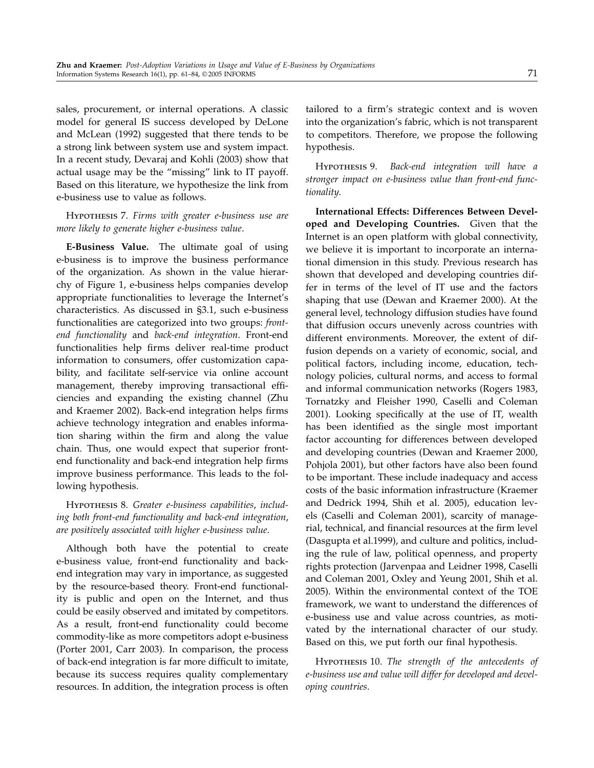sales, procurement, or internal operations. A classic model for general IS success developed by DeLone and McLean (1992) suggested that there tends to be a strong link between system use and system impact. In a recent study, Devaraj and Kohli (2003) show that actual usage may be the "missing" link to IT payoff. Based on this literature, we hypothesize the link from e-business use to value as follows.

Hypothesis 7. *Firms with greater e-business use are more likely to generate higher e-business value.*

**E-Business Value.** The ultimate goal of using e-business is to improve the business performance of the organization. As shown in the value hierarchy of Figure 1, e-business helps companies develop appropriate functionalities to leverage the Internet's characteristics. As discussed in §3.1, such e-business functionalities are categorized into two groups: *front-end functionality* and *back-end integration*. Front-end functionalities help firms deliver real-time product information to consumers, offer customization capability, and facilitate self-service via online account management, thereby improving transactional efficiencies and expanding the existing channel (Zhu and Kraemer 2002). Back-end integration helps firms achieve technology integration and enables information sharing within the firm and along the value chain. Thus, one would expect that superior front-end functionality and back-end integration help firms improve business performance. This leads to the following hypothesis.

Hypothesis 8. *Greater e-business capabilities, including both front-end functionality and back-end integration, are positively associated with higher e-business value.*

Although both have the potential to create e-business value, front-end functionality and back-end integration may vary in importance, as suggested by the resource-based theory. Front-end functionality is public and open on the Internet, and thus could be easily observed and imitated by competitors. As a result, front-end functionality could become commodity-like as more competitors adopt e-business (Porter 2001, Carr 2003). In comparison, the process of back-end integration is far more difficult to imitate, because its success requires quality complementary resources. In addition, the integration process is often tailored to a firm's strategic context and is woven into the organization's fabric, which is not transparent to competitors. Therefore, we propose the following hypothesis.

Hypothesis 9. *Back-end integration will have a stronger impact on e-business value than front-end functionality.*

**International Effects: Differences Between Developed and Developing Countries.** Given that the Internet is an open platform with global connectivity, we believe it is important to incorporate an international dimension in this study. Previous research has shown that developed and developing countries differ in terms of the level of IT use and the factors shaping that use (Dewan and Kraemer 2000). At the general level, technology diffusion studies have found that diffusion occurs unevenly across countries with different environments. Moreover, the extent of diffusion depends on a variety of economic, social, and political factors, including income, education, technology policies, cultural norms, and access to formal and informal communication networks (Rogers 1983, Tornatzky and Fleisher 1990, Caselli and Coleman 2001). Looking specifically at the use of IT, wealth has been identified as the single most important factor accounting for differences between developed and developing countries (Dewan and Kraemer 2000, Pohjola 2001), but other factors have also been found to be important. These include inadequacy and access costs of the basic information infrastructure (Kraemer and Dedrick 1994, Shih et al. 2005), education levels (Caselli and Coleman 2001), scarcity of managerial, technical, and financial resources at the firm level (Dasgupta et al.1999), and culture and politics, including the rule of law, political openness, and property rights protection (Jarvenpaa and Leidner 1998, Caselli and Coleman 2001, Oxley and Yeung 2001, Shih et al. 2005). Within the environmental context of the TOE framework, we want to understand the differences of e-business use and value across countries, as motivated by the international character of our study. Based on this, we put forth our final hypothesis.

Hypothesis 10. *The strength of the antecedents of e-business use and value will differ for developed and developing countries.*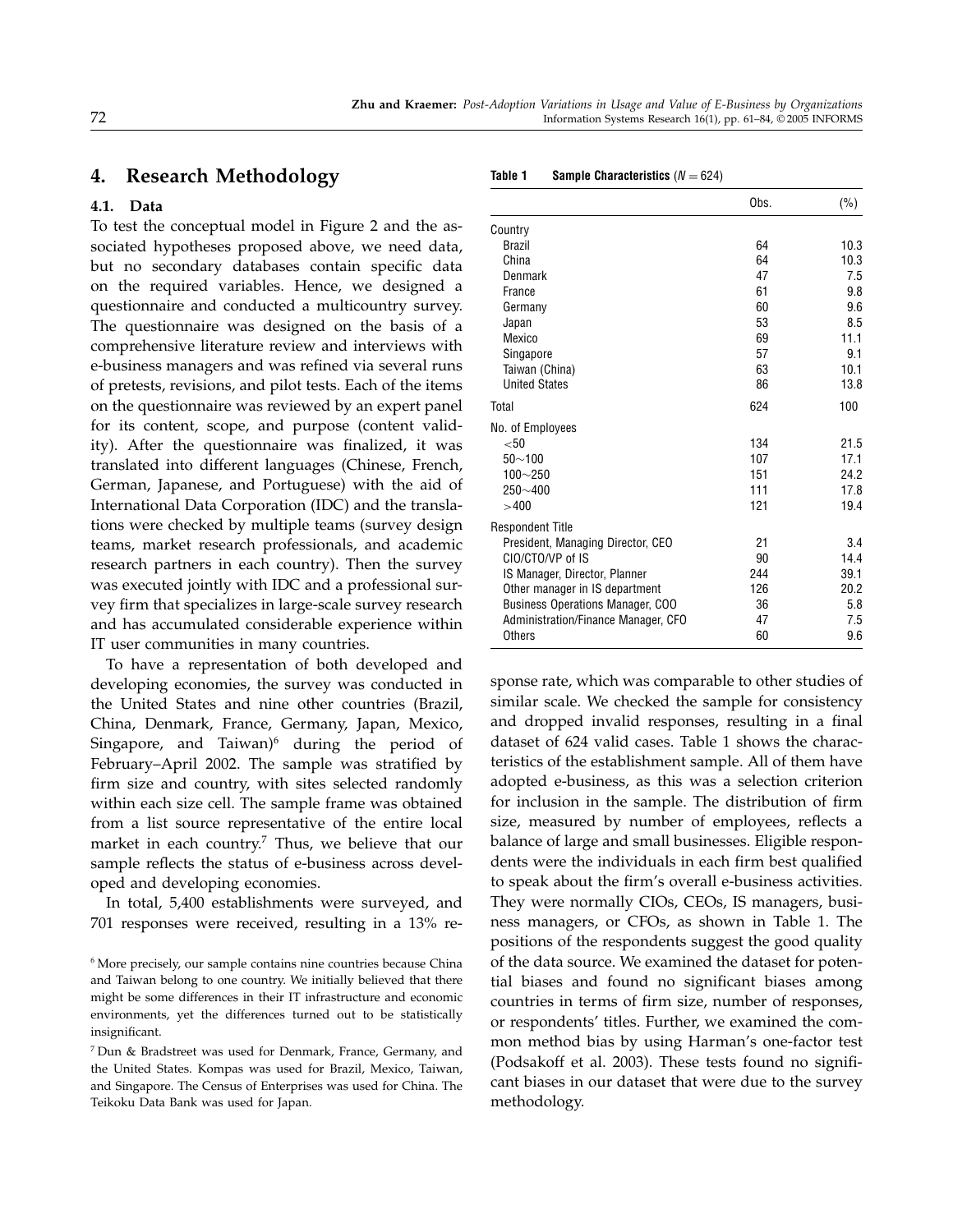## 4. Research Methodology

### 4.1. Data

To test the conceptual model in Figure 2 and the associated hypotheses proposed above, we need data, but no secondary databases contain specific data on the required variables. Hence, we designed a questionnaire and conducted a multicountry survey. The questionnaire was designed on the basis of a comprehensive literature review and interviews with e-business managers and was refined via several runs of pretests, revisions, and pilot tests. Each of the items on the questionnaire was reviewed by an expert panel for its content, scope, and purpose (content validity). After the questionnaire was finalized, it was translated into different languages (Chinese, French, German, Japanese, and Portuguese) with the aid of International Data Corporation (IDC) and the translations were checked by multiple teams (survey design teams, market research professionals, and academic research partners in each country). Then the survey was executed jointly with IDC and a professional survey firm that specializes in large-scale survey research and has accumulated considerable experience within IT user communities in many countries.

To have a representation of both developed and developing economies, the survey was conducted in the United States and nine other countries (Brazil, China, Denmark, France, Germany, Japan, Mexico, Singapore, and Taiwan)[6] during the period of February–April 2002. The sample was stratified by firm size and country, with sites selected randomly within each size cell. The sample frame was obtained from a list source representative of the entire local market in each country.[7] Thus, we believe that our sample reflects the status of e-business across developed and developing economies.

In total, 5,400 establishments were surveyed, and 701 responses were received, resulting in a 13% response rate, which was comparable to other studies of similar scale. We checked the sample for consistency and dropped invalid responses, resulting in a final dataset of 624 valid cases. Table 1 shows the characteristics of the establishment sample. All of them have adopted e-business, as this was a selection criterion for inclusion in the sample. The distribution of firm size, measured by number of employees, reflects a balance of large and small businesses. Eligible respondents were the individuals in each firm best qualified to speak about the firm's overall e-business activities. They were normally CIOs, CEOs, IS managers, business managers, or CFOs, as shown in Table 1. The positions of the respondents suggest the good quality of the data source. We examined the dataset for potential biases and found no significant biases among countries in terms of firm size, number of responses, or respondents' titles. Further, we examined the common method bias by using Harman's one-factor test (Podsakoff et al. 2003). These tests found no significant biases in our dataset that were due to the survey methodology.

**Table 1** **Sample Characteristics** ($N = 624$)

| | Obs. | (%) |
|---|---|---|
| Country | | |
| Brazil | 64 | 10.3 |
| China | 64 | 10.3 |
| Denmark | 47 | 7.5 |
| France | 61 | 9.8 |
| Germany | 60 | 9.6 |
| Japan | 53 | 8.5 |
| Mexico | 69 | 11.1 |
| Singapore | 57 | 9.1 |
| Taiwan (China) | 63 | 10.1 |
| United States | 86 | 13.8 |
| Total | 624 | 100 |
| No. of Employees | | |
| <50 | 134 | 21.5 |
| 50∼100 | 107 | 17.1 |
| 100∼250 | 151 | 24.2 |
| 250∼400 | 111 | 17.8 |
| >400 | 121 | 19.4 |
| Respondent Title | | |
| President, Managing Director, CEO | 21 | 3.4 |
| CIO/CTO/VP of IS | 90 | 14.4 |
| IS Manager, Director, Planner | 244 | 39.1 |
| Other manager in IS department | 126 | 20.2 |
| Business Operations Manager, COO | 36 | 5.8 |
| Administration/Finance Manager, CFO | 47 | 7.5 |
| Others | 60 | 9.6 |

[6] More precisely, our sample contains nine countries because China and Taiwan belong to one country. We initially believed that there might be some differences in their IT infrastructure and economic environments, yet the differences turned out to be statistically insignificant.

[7] Dun & Bradstreet was used for Denmark, France, Germany, and the United States. Kompas was used for Brazil, Mexico, Taiwan, and Singapore. The Census of Enterprises was used for China. The Teikoku Data Bank was used for Japan.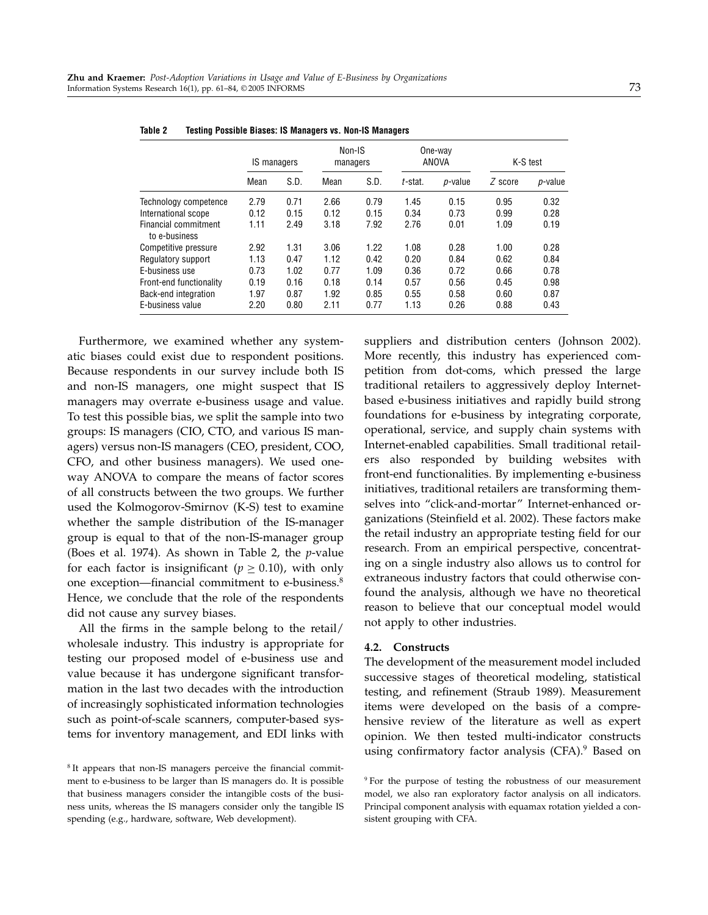**Table 2 Testing Possible Biases: IS Managers vs. Non-IS Managers**

| | IS managers | | Non-IS managers | | One-way ANOVA | | K-S test | |
|---|---|---|---|---|---|---|---|---|
| | Mean | S.D. | Mean | S.D. | *t*-stat. | *p*-value | *Z* score | *p*-value |
| Technology competence | 2.79 | 0.71 | 2.66 | 0.79 | 1.45 | 0.15 | 0.95 | 0.32 |
| International scope | 0.12 | 0.15 | 0.12 | 0.15 | 0.34 | 0.73 | 0.99 | 0.28 |
| Financial commitment to e-business | 1.11 | 2.49 | 3.18 | 7.92 | 2.76 | 0.01 | 1.09 | 0.19 |
| Competitive pressure | 2.92 | 1.31 | 3.06 | 1.22 | 1.08 | 0.28 | 1.00 | 0.28 |
| Regulatory support | 1.13 | 0.47 | 1.12 | 0.42 | 0.20 | 0.84 | 0.62 | 0.84 |
| E-business use | 0.73 | 1.02 | 0.77 | 1.09 | 0.36 | 0.72 | 0.66 | 0.78 |
| Front-end functionality | 0.19 | 0.16 | 0.18 | 0.14 | 0.57 | 0.56 | 0.45 | 0.98 |
| Back-end integration | 1.97 | 0.87 | 1.92 | 0.85 | 0.55 | 0.58 | 0.60 | 0.87 |
| E-business value | 2.20 | 0.80 | 2.11 | 0.77 | 1.13 | 0.26 | 0.88 | 0.43 |

Furthermore, we examined whether any systematic biases could exist due to respondent positions. Because respondents in our survey include both IS and non-IS managers, one might suspect that IS managers may overrate e-business usage and value. To test this possible bias, we split the sample into two groups: IS managers (CIO, CTO, and various IS managers) versus non-IS managers (CEO, president, COO, CFO, and other business managers). We used one-way ANOVA to compare the means of factor scores of all constructs between the two groups. We further used the Kolmogorov-Smirnov (K-S) test to examine whether the sample distribution of the IS-manager group is equal to that of the non-IS-manager group (Boes et al. 1974). As shown in Table 2, the $p$-value for each factor is insignificant ($p \geq 0.10$), with only one exception—financial commitment to e-business.[8] Hence, we conclude that the role of the respondents did not cause any survey biases.

All the firms in the sample belong to the retail/wholesale industry. This industry is appropriate for testing our proposed model of e-business use and value because it has undergone significant transformation in the last two decades with the introduction of increasingly sophisticated information technologies such as point-of-scale scanners, computer-based systems for inventory management, and EDI links with suppliers and distribution centers (Johnson 2002). More recently, this industry has experienced competition from dot-coms, which pressed the large traditional retailers to aggressively deploy Internet-based e-business initiatives and rapidly build strong foundations for e-business by integrating corporate, operational, service, and supply chain systems with Internet-enabled capabilities. Small traditional retailers also responded by building websites with front-end functionalities. By implementing e-business initiatives, traditional retailers are transforming themselves into "click-and-mortar" Internet-enhanced organizations (Steinfield et al. 2002). These factors make the retail industry an appropriate testing field for our research. From an empirical perspective, concentrating on a single industry also allows us to control for extraneous industry factors that could otherwise confound the analysis, although we have no theoretical reason to believe that our conceptual model would not apply to other industries.

### 4.2. Constructs

The development of the measurement model included successive stages of theoretical modeling, statistical testing, and refinement (Straub 1989). Measurement items were developed on the basis of a comprehensive review of the literature as well as expert opinion. We then tested multi-indicator constructs using confirmatory factor analysis (CFA).[9] Based on

[8] It appears that non-IS managers perceive the financial commitment to e-business to be larger than IS managers do. It is possible that business managers consider the intangible costs of the business units, whereas the IS managers consider only the tangible IS spending (e.g., hardware, software, Web development).

[9] For the purpose of testing the robustness of our measurement model, we also ran exploratory factor analysis on all indicators. Principal component analysis with equamax rotation yielded a consistent grouping with CFA.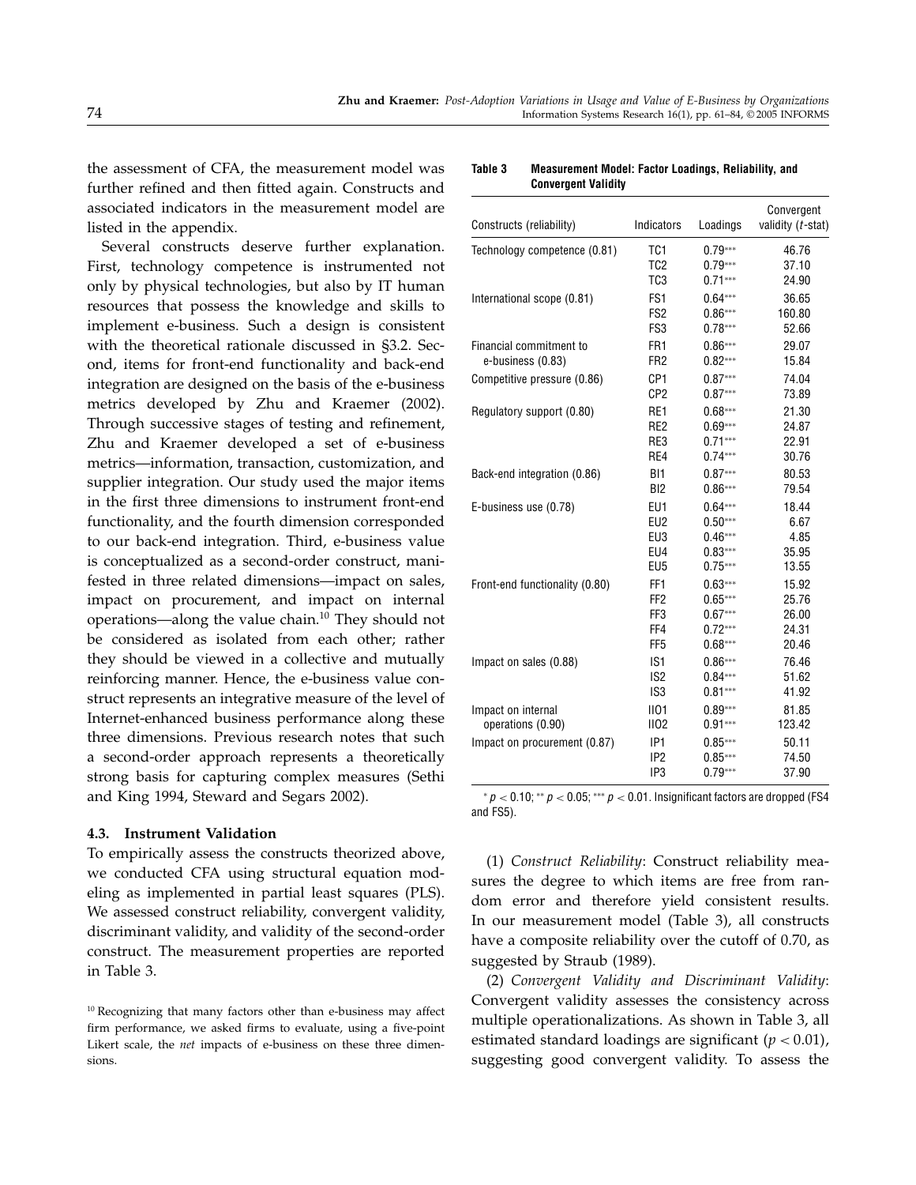the assessment of CFA, the measurement model was further refined and then fitted again. Constructs and associated indicators in the measurement model are listed in the appendix.

Several constructs deserve further explanation. First, technology competence is instrumented not only by physical technologies, but also by IT human resources that possess the knowledge and skills to implement e-business. Such a design is consistent with the theoretical rationale discussed in §3.2. Second, items for front-end functionality and back-end integration are designed on the basis of the e-business metrics developed by Zhu and Kraemer (2002). Through successive stages of testing and refinement, Zhu and Kraemer developed a set of e-business metrics—information, transaction, customization, and supplier integration. Our study used the major items in the first three dimensions to instrument front-end functionality, and the fourth dimension corresponded to our back-end integration. Third, e-business value is conceptualized as a second-order construct, manifested in three related dimensions—impact on sales, impact on procurement, and impact on internal operations—along the value chain.[10] They should not be considered as isolated from each other; rather they should be viewed in a collective and mutually reinforcing manner. Hence, the e-business value construct represents an integrative measure of the level of Internet-enhanced business performance along these three dimensions. Previous research notes that such a second-order approach represents a theoretically strong basis for capturing complex measures (Sethi and King 1994, Steward and Segars 2002).

### 4.3. Instrument Validation

To empirically assess the constructs theorized above, we conducted CFA using structural equation modeling as implemented in partial least squares (PLS). We assessed construct reliability, convergent validity, discriminant validity, and validity of the second-order construct. The measurement properties are reported in Table 3.

[10] Recognizing that many factors other than e-business may affect firm performance, we asked firms to evaluate, using a five-point Likert scale, the *net* impacts of e-business on these three dimensions.

**Table 3 Measurement Model: Factor Loadings, Reliability, and Convergent Validity**

| Constructs (reliability) | Indicators | Loadings | Convergent validity (*t*-stat) |
|---|---|---|---|
| Technology competence (0.81) | TC1 | 0.79*** | 46.76 |
| | TC2 | 0.79*** | 37.10 |
| | TC3 | 0.71*** | 24.90 |
| International scope (0.81) | FS1 | 0.64*** | 36.65 |
| | FS2 | 0.86*** | 160.80 |
| | FS3 | 0.78*** | 52.66 |
| Financial commitment to e-business (0.83) | FR1 | 0.86*** | 29.07 |
| | FR2 | 0.82*** | 15.84 |
| Competitive pressure (0.86) | CP1 | 0.87*** | 74.04 |
| | CP2 | 0.87*** | 73.89 |
| Regulatory support (0.80) | RE1 | 0.68*** | 21.30 |
| | RE2 | 0.69*** | 24.87 |
| | RE3 | 0.71*** | 22.91 |
| | RE4 | 0.74*** | 30.76 |
| Back-end integration (0.86) | BI1 | 0.87*** | 80.53 |
| | BI2 | 0.86*** | 79.54 |
| E-business use (0.78) | EU1 | 0.64*** | 18.44 |
| | EU2 | 0.50*** | 6.67 |
| | EU3 | 0.46*** | 4.85 |
| | EU4 | 0.83*** | 35.95 |
| | EU5 | 0.75*** | 13.55 |
| Front-end functionality (0.80) | FF1 | 0.63*** | 15.92 |
| | FF2 | 0.65*** | 25.76 |
| | FF3 | 0.67*** | 26.00 |
| | FF4 | 0.72*** | 24.31 |
| | FF5 | 0.68*** | 20.46 |
| Impact on sales (0.88) | IS1 | 0.86*** | 76.46 |
| | IS2 | 0.84*** | 51.62 |
| | IS3 | 0.81*** | 41.92 |
| Impact on internal operations (0.90) | IIO1 | 0.89*** | 81.85 |
| | IIO2 | 0.91*** | 123.42 |
| Impact on procurement (0.87) | IP1 | 0.85*** | 50.11 |
| | IP2 | 0.85*** | 74.50 |
| | IP3 | 0.79*** | 37.90 |

$^{*}p < 0.10$; $^{**}p < 0.05$; $^{***}p < 0.01$. Insignificant factors are dropped (FS4 and FS5).

(1) *Construct Reliability*: Construct reliability measures the degree to which items are free from random error and therefore yield consistent results. In our measurement model (Table 3), all constructs have a composite reliability over the cutoff of 0.70, as suggested by Straub (1989).

(2) *Convergent Validity and Discriminant Validity*: Convergent validity assesses the consistency across multiple operationalizations. As shown in Table 3, all estimated standard loadings are significant ($p < 0.01$), suggesting good convergent validity. To assess the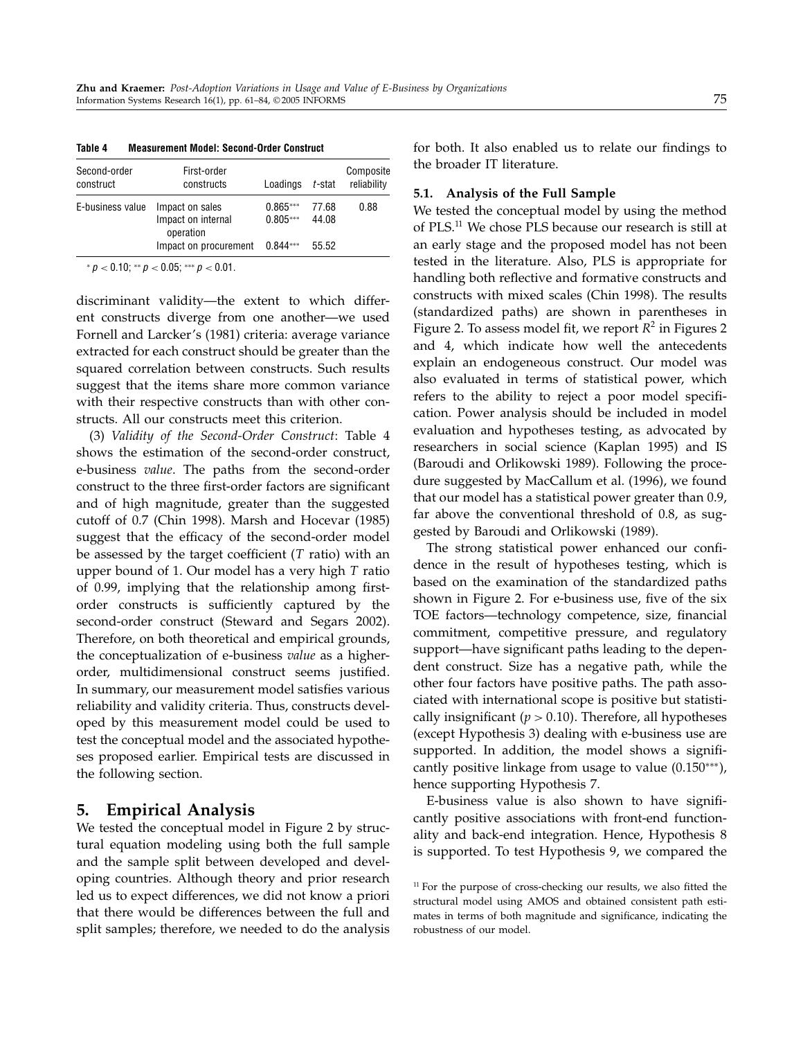**Table 4 Measurement Model: Second-Order Construct**

| Second-order construct | First-order constructs | Loadings | $t$-stat | Composite reliability |
|---|---|---|---|---|
| E-business value | Impact on sales | 0.865*** | 77.68 | 0.88 |
| | Impact on internal operation | 0.805*** | 44.08 | |
| | Impact on procurement | 0.844*** | 55.52 | |

* $p < 0.10$; ** $p < 0.05$; *** $p < 0.01$.

discriminant validity—the extent to which different constructs diverge from one another—we used Fornell and Larcker's (1981) criteria: average variance extracted for each construct should be greater than the squared correlation between constructs. Such results suggest that the items share more common variance with their respective constructs than with other constructs. All our constructs meet this criterion.

(3) *Validity of the Second-Order Construct*: Table 4 shows the estimation of the second-order construct, e-business *value*. The paths from the second-order construct to the three first-order factors are significant and of high magnitude, greater than the suggested cutoff of 0.7 (Chin 1998). Marsh and Hocevar (1985) suggest that the efficacy of the second-order model be assessed by the target coefficient ($T$ ratio) with an upper bound of 1. Our model has a very high $T$ ratio of 0.99, implying that the relationship among first-order constructs is sufficiently captured by the second-order construct (Steward and Segars 2002). Therefore, on both theoretical and empirical grounds, the conceptualization of e-business *value* as a higher-order, multidimensional construct seems justified. In summary, our measurement model satisfies various reliability and validity criteria. Thus, constructs developed by this measurement model could be used to test the conceptual model and the associated hypotheses proposed earlier. Empirical tests are discussed in the following section.

## 5. Empirical Analysis

We tested the conceptual model in Figure 2 by structural equation modeling using both the full sample and the sample split between developed and developing countries. Although theory and prior research led us to expect differences, we did not know a priori that there would be differences between the full and split samples; therefore, we needed to do the analysis for both. It also enabled us to relate our findings to the broader IT literature.

### 5.1. Analysis of the Full Sample

We tested the conceptual model by using the method of PLS.[11] We chose PLS because our research is still at an early stage and the proposed model has not been tested in the literature. Also, PLS is appropriate for handling both reflective and formative constructs and constructs with mixed scales (Chin 1998). The results (standardized paths) are shown in parentheses in Figure 2. To assess model fit, we report $R^2$ in Figures 2 and 4, which indicate how well the antecedents explain an endogeneous construct. Our model was also evaluated in terms of statistical power, which refers to the ability to reject a poor model specification. Power analysis should be included in model evaluation and hypotheses testing, as advocated by researchers in social science (Kaplan 1995) and IS (Baroudi and Orlikowski 1989). Following the procedure suggested by MacCallum et al. (1996), we found that our model has a statistical power greater than 0.9, far above the conventional threshold of 0.8, as suggested by Baroudi and Orlikowski (1989).

The strong statistical power enhanced our confidence in the result of hypotheses testing, which is based on the examination of the standardized paths shown in Figure 2. For e-business use, five of the six TOE factors—technology competence, size, financial commitment, competitive pressure, and regulatory support—have significant paths leading to the dependent construct. Size has a negative path, while the other four factors have positive paths. The path associated with international scope is positive but statistically insignificant ($p > 0.10$). Therefore, all hypotheses (except Hypothesis 3) dealing with e-business use are supported. In addition, the model shows a significantly positive linkage from usage to value (0.150***), hence supporting Hypothesis 7.

E-business value is also shown to have significantly positive associations with front-end functionality and back-end integration. Hence, Hypothesis 8 is supported. To test Hypothesis 9, we compared the

[11] For the purpose of cross-checking our results, we also fitted the structural model using AMOS and obtained consistent path estimates in terms of both magnitude and significance, indicating the robustness of our model.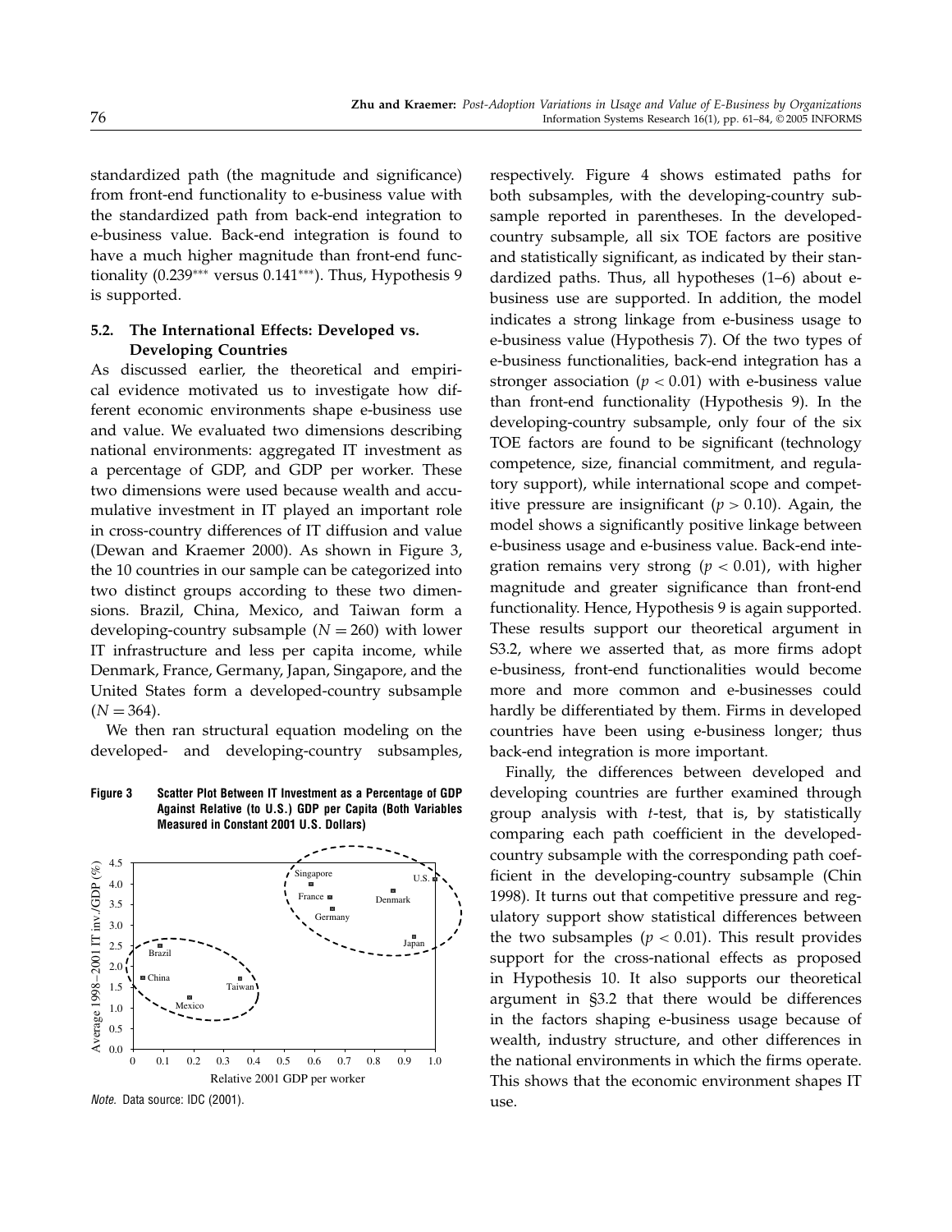standardized path (the magnitude and significance) from front-end functionality to e-business value with the standardized path from back-end integration to e-business value. Back-end integration is found to have a much higher magnitude than front-end functionality (0.239*** versus 0.141***). Thus, Hypothesis 9 is supported.

### 5.2. The International Effects: Developed vs. Developing Countries

As discussed earlier, the theoretical and empirical evidence motivated us to investigate how different economic environments shape e-business use and value. We evaluated two dimensions describing national environments: aggregated IT investment as a percentage of GDP, and GDP per worker. These two dimensions were used because wealth and accumulative investment in IT played an important role in cross-country differences of IT diffusion and value (Dewan and Kraemer 2000). As shown in Figure 3, the 10 countries in our sample can be categorized into two distinct groups according to these two dimensions. Brazil, China, Mexico, and Taiwan form a developing-country subsample ($N = 260$) with lower IT infrastructure and less per capita income, while Denmark, France, Germany, Japan, Singapore, and the United States form a developed-country subsample ($N = 364$).

We then ran structural equation modeling on the developed- and developing-country subsamples, respectively. Figure 4 shows estimated paths for both subsamples, with the developing-country subsample reported in parentheses. In the developed-country subsample, all six TOE factors are positive and statistically significant, as indicated by their standardized paths. Thus, all hypotheses (1–6) about e-business use are supported. In addition, the model indicates a strong linkage from e-business usage to e-business value (Hypothesis 7). Of the two types of e-business functionalities, back-end integration has a stronger association ($p < 0.01$) with e-business value than front-end functionality (Hypothesis 9). In the developing-country subsample, only four of the six TOE factors are found to be significant (technology competence, size, financial commitment, and regulatory support), while international scope and competitive pressure are insignificant ($p > 0.10$). Again, the model shows a significantly positive linkage between e-business usage and e-business value. Back-end integration remains very strong ($p < 0.01$), with higher magnitude and greater significance than front-end functionality. Hence, Hypothesis 9 is again supported. These results support our theoretical argument in S3.2, where we asserted that, as more firms adopt e-business, front-end functionalities would become more and more common and e-businesses could hardly be differentiated by them. Firms in developed countries have been using e-business longer; thus back-end integration is more important.

Finally, the differences between developed and developing countries are further examined through group analysis with *t*-test, that is, by statistically comparing each path coefficient in the developed-country subsample with the corresponding path coefficient in the developing-country subsample (Chin 1998). It turns out that competitive pressure and regulatory support show statistical differences between the two subsamples ($p < 0.01$). This result provides support for the cross-national effects as proposed in Hypothesis 10. It also supports our theoretical argument in §3.2 that there would be differences in the factors shaping e-business usage because of wealth, industry structure, and other differences in the national environments in which the firms operate. This shows that the economic environment shapes IT use.

**Figure 3 Scatter Plot Between IT Investment as a Percentage of GDP Against Relative (to U.S.) GDP per Capita (Both Variables Measured in Constant 2001 U.S. Dollars)**

*Note.* Data source: IDC (2001).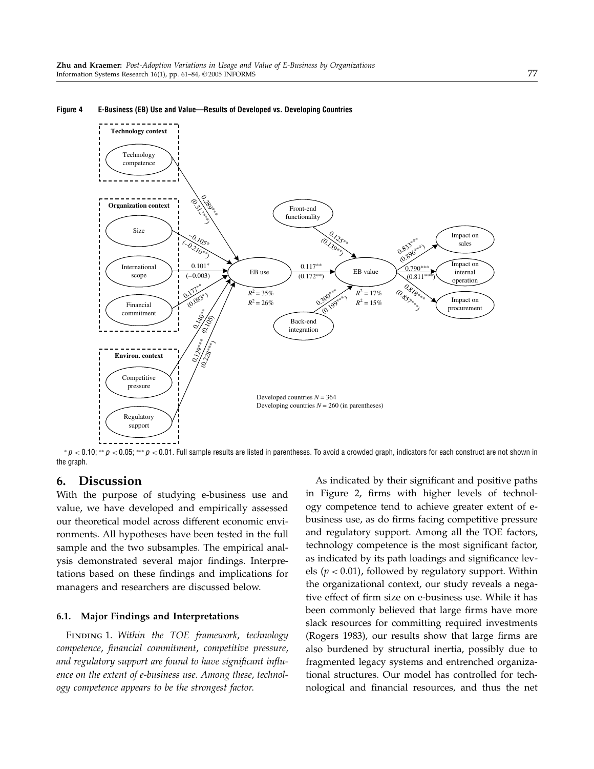**Figure 4 E-Business (EB) Use and Value—Results of Developed vs. Developing Countries**

$^{*}\, p < 0.10$; $^{**}\, p < 0.05$; $^{***}\, p < 0.01$. Full sample results are listed in parentheses. To avoid a crowded graph, indicators for each construct are not shown in the graph.

## 6. Discussion

With the purpose of studying e-business use and value, we have developed and empirically assessed our theoretical model across different economic environments. All hypotheses have been tested in the full sample and the two subsamples. The empirical analysis demonstrated several major findings. Interpretations based on these findings and implications for managers and researchers are discussed below.

### 6.1. Major Findings and Interpretations

Finding 1. *Within the TOE framework, technology competence, financial commitment, competitive pressure, and regulatory support are found to have significant influence on the extent of e-business use. Among these, technology competence appears to be the strongest factor.*

As indicated by their significant and positive paths in Figure 2, firms with higher levels of technology competence tend to achieve greater extent of e-business use, as do firms facing competitive pressure and regulatory support. Among all the TOE factors, technology competence is the most significant factor, as indicated by its path loadings and significance levels ($p < 0.01$), followed by regulatory support. Within the organizational context, our study reveals a negative effect of firm size on e-business use. While it has been commonly believed that large firms have more slack resources for committing required investments (Rogers 1983), our results show that large firms are also burdened by structural inertia, possibly due to fragmented legacy systems and entrenched organizational structures. Our model has controlled for technological and financial resources, and thus the net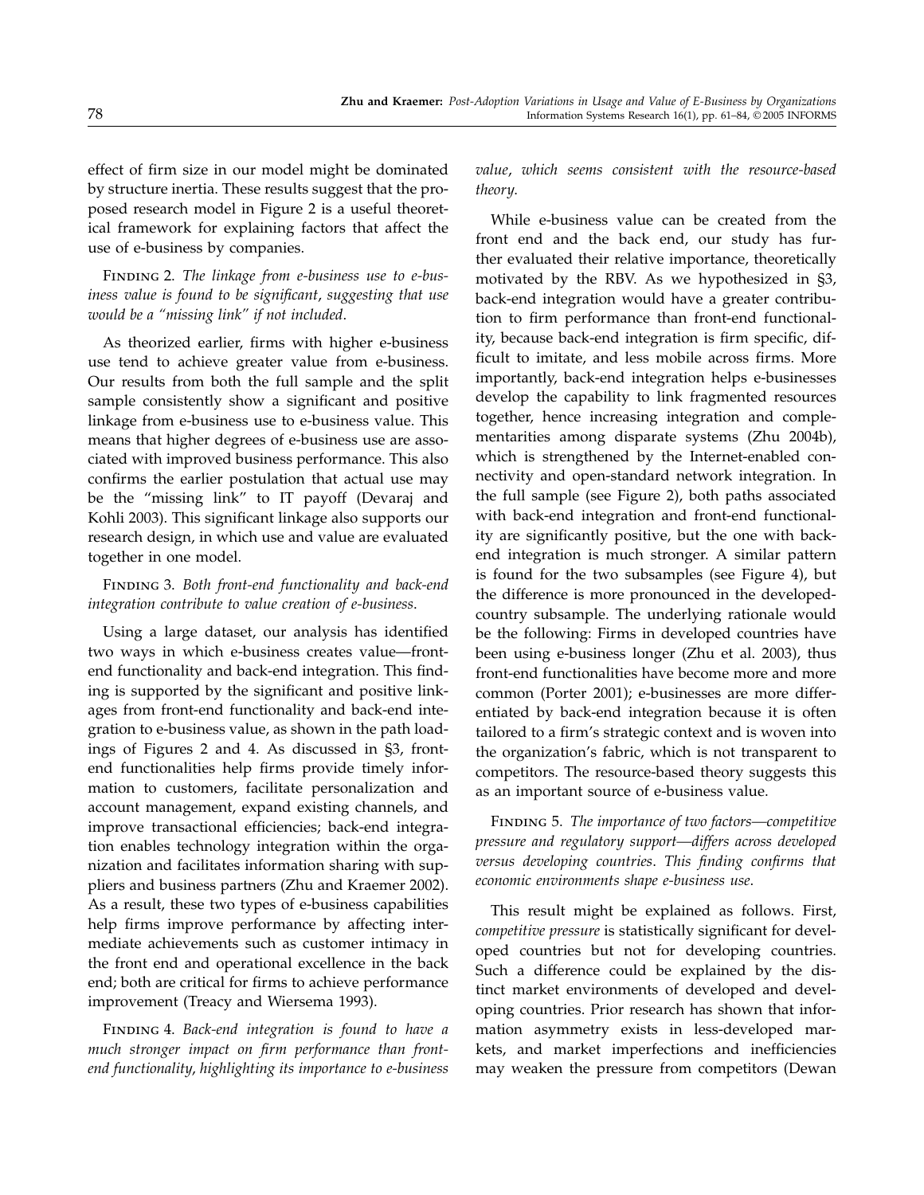effect of firm size in our model might be dominated by structure inertia. These results suggest that the proposed research model in Figure 2 is a useful theoretical framework for explaining factors that affect the use of e-business by companies.

Finding 2. *The linkage from e-business use to e-business value is found to be significant, suggesting that use would be a "missing link" if not included.*

As theorized earlier, firms with higher e-business use tend to achieve greater value from e-business. Our results from both the full sample and the split sample consistently show a significant and positive linkage from e-business use to e-business value. This means that higher degrees of e-business use are associated with improved business performance. This also confirms the earlier postulation that actual use may be the "missing link" to IT payoff (Devaraj and Kohli 2003). This significant linkage also supports our research design, in which use and value are evaluated together in one model.

Finding 3. *Both front-end functionality and back-end integration contribute to value creation of e-business.*

Using a large dataset, our analysis has identified two ways in which e-business creates value—front-end functionality and back-end integration. This finding is supported by the significant and positive linkages from front-end functionality and back-end integration to e-business value, as shown in the path loadings of Figures 2 and 4. As discussed in §3, front-end functionalities help firms provide timely information to customers, facilitate personalization and account management, expand existing channels, and improve transactional efficiencies; back-end integration enables technology integration within the organization and facilitates information sharing with suppliers and business partners (Zhu and Kraemer 2002). As a result, these two types of e-business capabilities help firms improve performance by affecting intermediate achievements such as customer intimacy in the front end and operational excellence in the back end; both are critical for firms to achieve performance improvement (Treacy and Wiersema 1993).

Finding 4. *Back-end integration is found to have a much stronger impact on firm performance than front-end functionality, highlighting its importance to e-business value, which seems consistent with the resource-based theory.*

While e-business value can be created from the front end and the back end, our study has further evaluated their relative importance, theoretically motivated by the RBV. As we hypothesized in §3, back-end integration would have a greater contribution to firm performance than front-end functionality, because back-end integration is firm specific, difficult to imitate, and less mobile across firms. More importantly, back-end integration helps e-businesses develop the capability to link fragmented resources together, hence increasing integration and complementarities among disparate systems (Zhu 2004b), which is strengthened by the Internet-enabled connectivity and open-standard network integration. In the full sample (see Figure 2), both paths associated with back-end integration and front-end functionality are significantly positive, but the one with back-end integration is much stronger. A similar pattern is found for the two subsamples (see Figure 4), but the difference is more pronounced in the developed-country subsample. The underlying rationale would be the following: Firms in developed countries have been using e-business longer (Zhu et al. 2003), thus front-end functionalities have become more and more common (Porter 2001); e-businesses are more differentiated by back-end integration because it is often tailored to a firm's strategic context and is woven into the organization's fabric, which is not transparent to competitors. The resource-based theory suggests this as an important source of e-business value.

Finding 5. *The importance of two factors—competitive pressure and regulatory support—differs across developed versus developing countries. This finding confirms that economic environments shape e-business use.*

This result might be explained as follows. First, *competitive pressure* is statistically significant for developed countries but not for developing countries. Such a difference could be explained by the distinct market environments of developed and developing countries. Prior research has shown that information asymmetry exists in less-developed markets, and market imperfections and inefficiencies may weaken the pressure from competitors (Dewan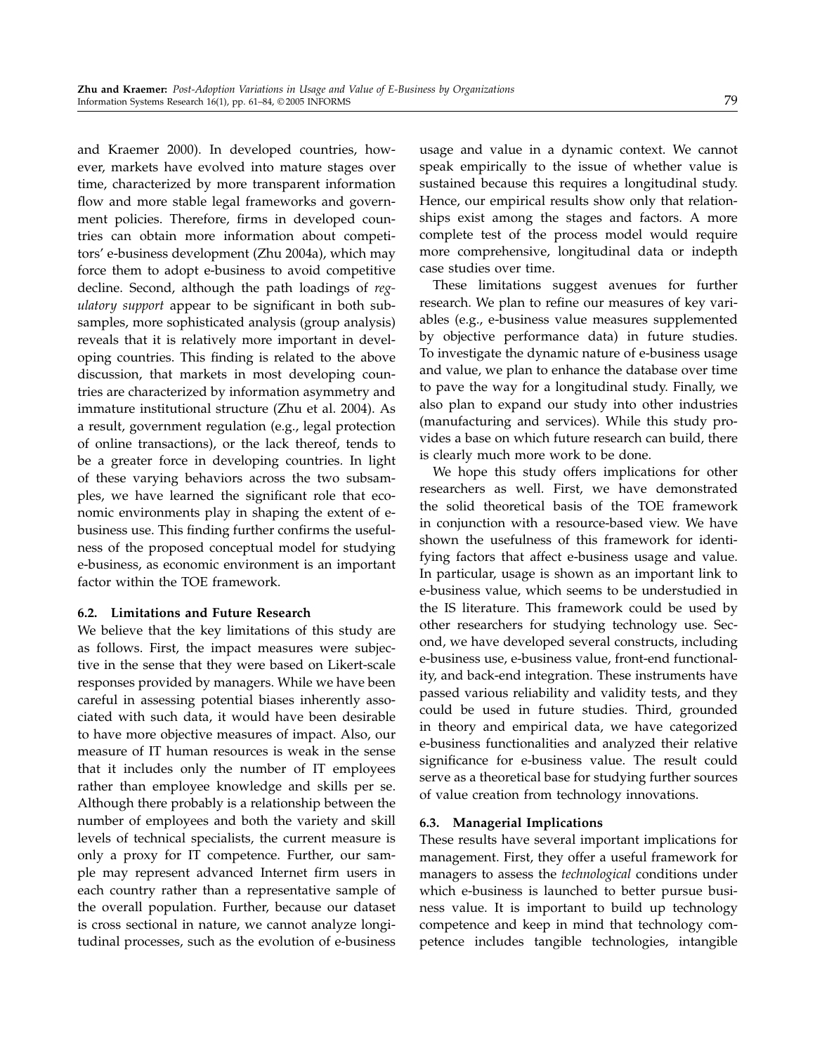and Kraemer 2000). In developed countries, however, markets have evolved into mature stages over time, characterized by more transparent information flow and more stable legal frameworks and government policies. Therefore, firms in developed countries can obtain more information about competitors' e-business development (Zhu 2004a), which may force them to adopt e-business to avoid competitive decline. Second, although the path loadings of *regulatory support* appear to be significant in both subsamples, more sophisticated analysis (group analysis) reveals that it is relatively more important in developing countries. This finding is related to the above discussion, that markets in most developing countries are characterized by information asymmetry and immature institutional structure (Zhu et al. 2004). As a result, government regulation (e.g., legal protection of online transactions), or the lack thereof, tends to be a greater force in developing countries. In light of these varying behaviors across the two subsamples, we have learned the significant role that economic environments play in shaping the extent of e-business use. This finding further confirms the usefulness of the proposed conceptual model for studying e-business, as economic environment is an important factor within the TOE framework.

### 6.2. Limitations and Future Research

We believe that the key limitations of this study are as follows. First, the impact measures were subjective in the sense that they were based on Likert-scale responses provided by managers. While we have been careful in assessing potential biases inherently associated with such data, it would have been desirable to have more objective measures of impact. Also, our measure of IT human resources is weak in the sense that it includes only the number of IT employees rather than employee knowledge and skills per se. Although there probably is a relationship between the number of employees and both the variety and skill levels of technical specialists, the current measure is only a proxy for IT competence. Further, our sample may represent advanced Internet firm users in each country rather than a representative sample of the overall population. Further, because our dataset is cross sectional in nature, we cannot analyze longitudinal processes, such as the evolution of e-business usage and value in a dynamic context. We cannot speak empirically to the issue of whether value is sustained because this requires a longitudinal study. Hence, our empirical results show only that relationships exist among the stages and factors. A more complete test of the process model would require more comprehensive, longitudinal data or indepth case studies over time.

These limitations suggest avenues for further research. We plan to refine our measures of key variables (e.g., e-business value measures supplemented by objective performance data) in future studies. To investigate the dynamic nature of e-business usage and value, we plan to enhance the database over time to pave the way for a longitudinal study. Finally, we also plan to expand our study into other industries (manufacturing and services). While this study provides a base on which future research can build, there is clearly much more work to be done.

We hope this study offers implications for other researchers as well. First, we have demonstrated the solid theoretical basis of the TOE framework in conjunction with a resource-based view. We have shown the usefulness of this framework for identifying factors that affect e-business usage and value. In particular, usage is shown as an important link to e-business value, which seems to be understudied in the IS literature. This framework could be used by other researchers for studying technology use. Second, we have developed several constructs, including e-business use, e-business value, front-end functionality, and back-end integration. These instruments have passed various reliability and validity tests, and they could be used in future studies. Third, grounded in theory and empirical data, we have categorized e-business functionalities and analyzed their relative significance for e-business value. The result could serve as a theoretical base for studying further sources of value creation from technology innovations.

### 6.3. Managerial Implications

These results have several important implications for management. First, they offer a useful framework for managers to assess the *technological* conditions under which e-business is launched to better pursue business value. It is important to build up technology competence and keep in mind that technology competence includes tangible technologies, intangible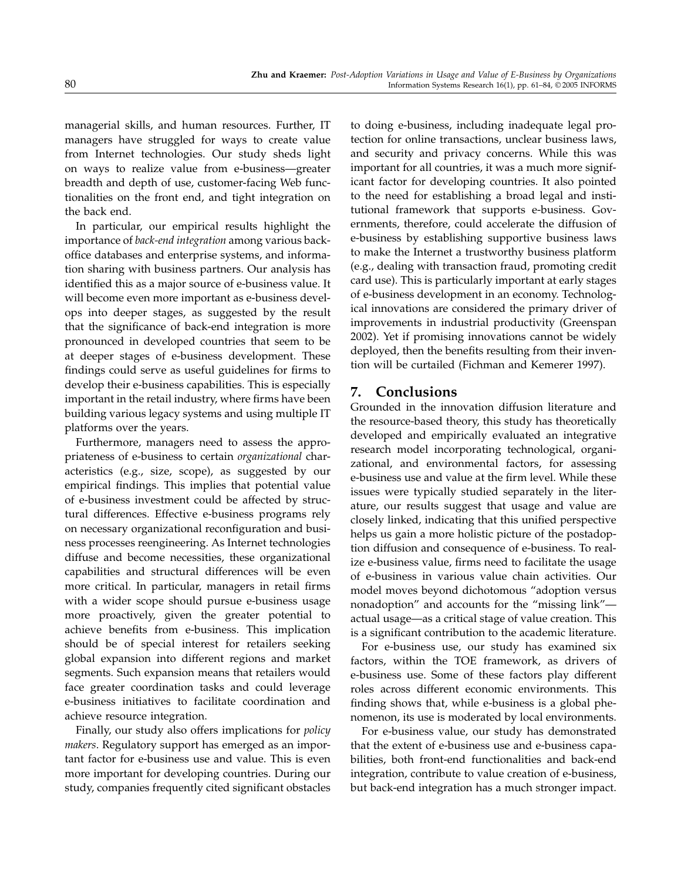managerial skills, and human resources. Further, IT managers have struggled for ways to create value from Internet technologies. Our study sheds light on ways to realize value from e-business—greater breadth and depth of use, customer-facing Web functionalities on the front end, and tight integration on the back end.

In particular, our empirical results highlight the importance of *back-end integration* among various back-office databases and enterprise systems, and information sharing with business partners. Our analysis has identified this as a major source of e-business value. It will become even more important as e-business develops into deeper stages, as suggested by the result that the significance of back-end integration is more pronounced in developed countries that seem to be at deeper stages of e-business development. These findings could serve as useful guidelines for firms to develop their e-business capabilities. This is especially important in the retail industry, where firms have been building various legacy systems and using multiple IT platforms over the years.

Furthermore, managers need to assess the appropriateness of e-business to certain *organizational* characteristics (e.g., size, scope), as suggested by our empirical findings. This implies that potential value of e-business investment could be affected by structural differences. Effective e-business programs rely on necessary organizational reconfiguration and business processes reengineering. As Internet technologies diffuse and become necessities, these organizational capabilities and structural differences will be even more critical. In particular, managers in retail firms with a wider scope should pursue e-business usage more proactively, given the greater potential to achieve benefits from e-business. This implication should be of special interest for retailers seeking global expansion into different regions and market segments. Such expansion means that retailers would face greater coordination tasks and could leverage e-business initiatives to facilitate coordination and achieve resource integration.

Finally, our study also offers implications for *policy makers*. Regulatory support has emerged as an important factor for e-business use and value. This is even more important for developing countries. During our study, companies frequently cited significant obstacles to doing e-business, including inadequate legal protection for online transactions, unclear business laws, and security and privacy concerns. While this was important for all countries, it was a much more significant factor for developing countries. It also pointed to the need for establishing a broad legal and institutional framework that supports e-business. Governments, therefore, could accelerate the diffusion of e-business by establishing supportive business laws to make the Internet a trustworthy business platform (e.g., dealing with transaction fraud, promoting credit card use). This is particularly important at early stages of e-business development in an economy. Technological innovations are considered the primary driver of improvements in industrial productivity (Greenspan 2002). Yet if promising innovations cannot be widely deployed, then the benefits resulting from their invention will be curtailed (Fichman and Kemerer 1997).

## 7. Conclusions

Grounded in the innovation diffusion literature and the resource-based theory, this study has theoretically developed and empirically evaluated an integrative research model incorporating technological, organizational, and environmental factors, for assessing e-business use and value at the firm level. While these issues were typically studied separately in the literature, our results suggest that usage and value are closely linked, indicating that this unified perspective helps us gain a more holistic picture of the postadoption diffusion and consequence of e-business. To realize e-business value, firms need to facilitate the usage of e-business in various value chain activities. Our model moves beyond dichotomous "adoption versus nonadoption" and accounts for the "missing link"—actual usage—as a critical stage of value creation. This is a significant contribution to the academic literature.

For e-business use, our study has examined six factors, within the TOE framework, as drivers of e-business use. Some of these factors play different roles across different economic environments. This finding shows that, while e-business is a global phenomenon, its use is moderated by local environments.

For e-business value, our study has demonstrated that the extent of e-business use and e-business capabilities, both front-end functionalities and back-end integration, contribute to value creation of e-business, but back-end integration has a much stronger impact.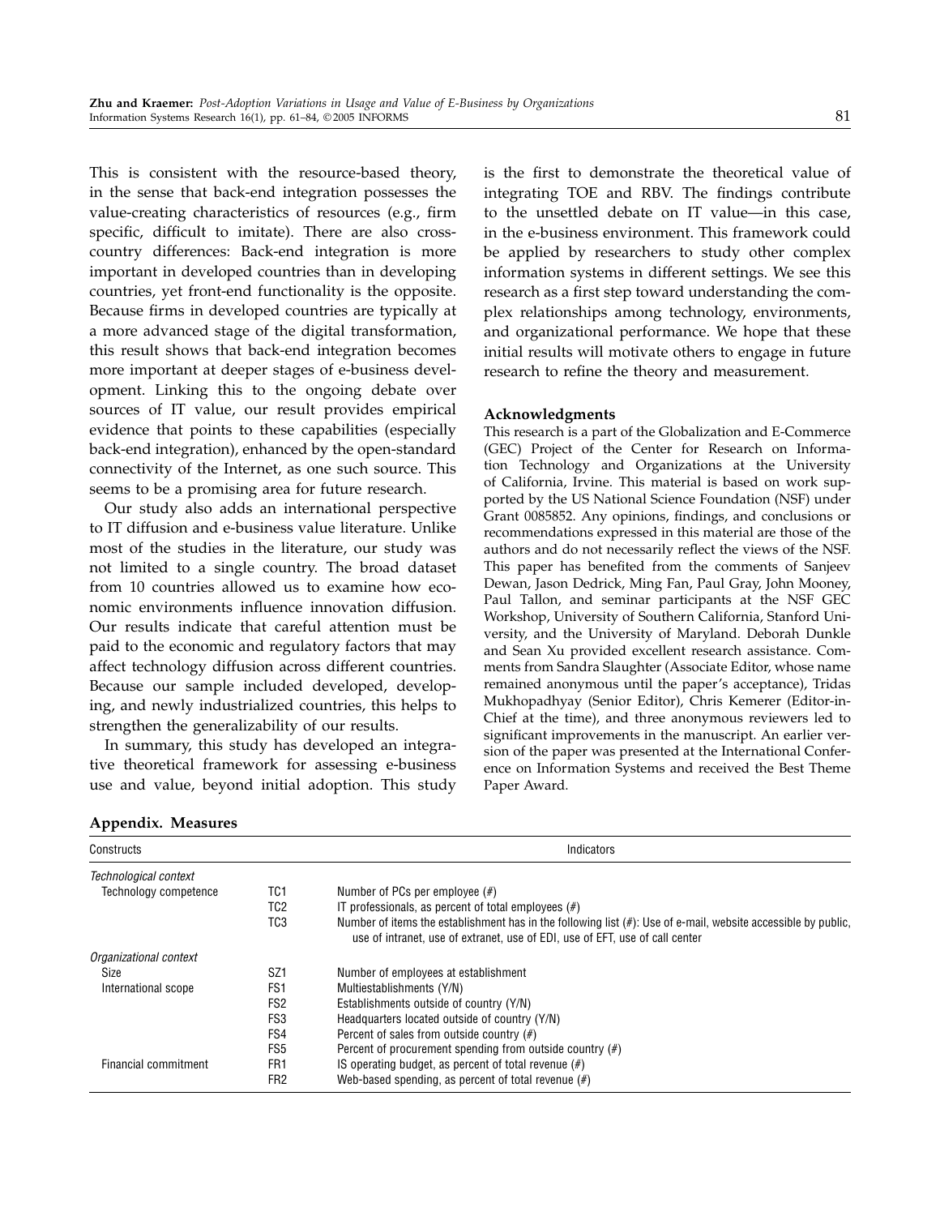This is consistent with the resource-based theory, in the sense that back-end integration possesses the value-creating characteristics of resources (e.g., firm specific, difficult to imitate). There are also cross-country differences: Back-end integration is more important in developed countries than in developing countries, yet front-end functionality is the opposite. Because firms in developed countries are typically at a more advanced stage of the digital transformation, this result shows that back-end integration becomes more important at deeper stages of e-business development. Linking this to the ongoing debate over sources of IT value, our result provides empirical evidence that points to these capabilities (especially back-end integration), enhanced by the open-standard connectivity of the Internet, as one such source. This seems to be a promising area for future research.

Our study also adds an international perspective to IT diffusion and e-business value literature. Unlike most of the studies in the literature, our study was not limited to a single country. The broad dataset from 10 countries allowed us to examine how economic environments influence innovation diffusion. Our results indicate that careful attention must be paid to the economic and regulatory factors that may affect technology diffusion across different countries. Because our sample included developed, developing, and newly industrialized countries, this helps to strengthen the generalizability of our results.

In summary, this study has developed an integrative theoretical framework for assessing e-business use and value, beyond initial adoption. This study is the first to demonstrate the theoretical value of integrating TOE and RBV. The findings contribute to the unsettled debate on IT value—in this case, in the e-business environment. This framework could be applied by researchers to study other complex information systems in different settings. We see this research as a first step toward understanding the complex relationships among technology, environments, and organizational performance. We hope that these initial results will motivate others to engage in future research to refine the theory and measurement.

#### Acknowledgments

This research is a part of the Globalization and E-Commerce (GEC) Project of the Center for Research on Information Technology and Organizations at the University of California, Irvine. This material is based on work supported by the US National Science Foundation (NSF) under Grant 0085852. Any opinions, findings, and conclusions or recommendations expressed in this material are those of the authors and do not necessarily reflect the views of the NSF. This paper has benefited from the comments of Sanjeev Dewan, Jason Dedrick, Ming Fan, Paul Gray, John Mooney, Paul Tallon, and seminar participants at the NSF GEC Workshop, University of Southern California, Stanford University, and the University of Maryland. Deborah Dunkle and Sean Xu provided excellent research assistance. Comments from Sandra Slaughter (Associate Editor, whose name remained anonymous until the paper's acceptance), Tridas Mukhopadhyay (Senior Editor), Chris Kemerer (Editor-in-Chief at the time), and three anonymous reviewers led to significant improvements in the manuscript. An earlier version of the paper was presented at the International Conference on Information Systems and received the Best Theme Paper Award.

## Appendix. Measures

| Constructs | | Indicators |
|---|---|---|
| *Technological context* | | |
| Technology competence | TC1 | Number of PCs per employee (#) |
| | TC2 | IT professionals, as percent of total employees (#) |
| | TC3 | Number of items the establishment has in the following list (#): Use of e-mail, website accessible by public, use of intranet, use of extranet, use of EDI, use of EFT, use of call center |
| *Organizational context* | | |
| Size | SZ1 | Number of employees at establishment |
| International scope | FS1 | Multiestablishments (Y/N) |
| | FS2 | Establishments outside of country (Y/N) |
| | FS3 | Headquarters located outside of country (Y/N) |
| | FS4 | Percent of sales from outside country (#) |
| | FS5 | Percent of procurement spending from outside country (#) |
| Financial commitment | FR1 | IS operating budget, as percent of total revenue (#) |
| | FR2 | Web-based spending, as percent of total revenue (#) |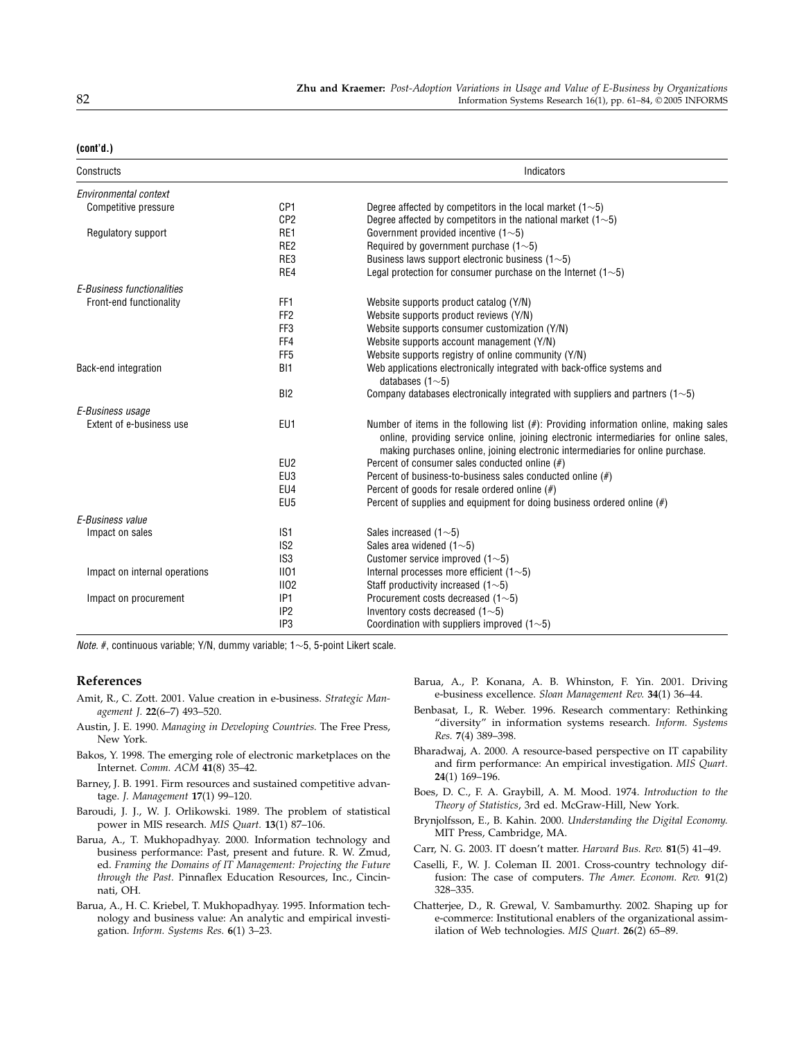**(cont'd.)**

| Constructs | | Indicators |
|---|---|---|
| *Environmental context* | | |
| Competitive pressure | CP1 | Degree affected by competitors in the local market (1∼5) |
| | CP2 | Degree affected by competitors in the national market (1∼5) |
| Regulatory support | RE1 | Government provided incentive (1∼5) |
| | RE2 | Required by government purchase (1∼5) |
| | RE3 | Business laws support electronic business (1∼5) |
| | RE4 | Legal protection for consumer purchase on the Internet (1∼5) |
| *E-Business functionalities* | | |
| Front-end functionality | FF1 | Website supports product catalog (Y/N) |
| | FF2 | Website supports product reviews (Y/N) |
| | FF3 | Website supports consumer customization (Y/N) |
| | FF4 | Website supports account management (Y/N) |
| | FF5 | Website supports registry of online community (Y/N) |
| Back-end integration | BI1 | Web applications electronically integrated with back-office systems and databases (1∼5) |
| | BI2 | Company databases electronically integrated with suppliers and partners (1∼5) |
| *E-Business usage* | | |
| Extent of e-business use | EU1 | Number of items in the following list (#): Providing information online, making sales online, providing service online, joining electronic intermediaries for online sales, making purchases online, joining electronic intermediaries for online purchase. |
| | EU2 | Percent of consumer sales conducted online (#) |
| | EU3 | Percent of business-to-business sales conducted online (#) |
| | EU4 | Percent of goods for resale ordered online (#) |
| | EU5 | Percent of supplies and equipment for doing business ordered online (#) |
| *E-Business value* | | |
| Impact on sales | IS1 | Sales increased (1∼5) |
| | IS2 | Sales area widened (1∼5) |
| | IS3 | Customer service improved (1∼5) |
| Impact on internal operations | IIO1 | Internal processes more efficient (1∼5) |
| | IIO2 | Staff productivity increased (1∼5) |
| Impact on procurement | IP1 | Procurement costs decreased (1∼5) |
| | IP2 | Inventory costs decreased (1∼5) |
| | IP3 | Coordination with suppliers improved (1∼5) |

*Note.* #, continuous variable; Y/N, dummy variable; 1∼5, 5-point Likert scale.

## References

Amit, R., C. Zott. 2001. Value creation in e-business. *Strategic Management J.* **22**(6–7) 493–520.

Austin, J. E. 1990. *Managing in Developing Countries.* The Free Press, New York.

Bakos, Y. 1998. The emerging role of electronic marketplaces on the Internet. *Comm. ACM* **41**(8) 35–42.

Barney, J. B. 1991. Firm resources and sustained competitive advantage. *J. Management* **17**(1) 99–120.

Baroudi, J. J., W. J. Orlikowski. 1989. The problem of statistical power in MIS research. *MIS Quart.* **13**(1) 87–106.

Barua, A., T. Mukhopadhyay. 2000. Information technology and business performance: Past, present and future. R. W. Zmud, ed. *Framing the Domains of IT Management: Projecting the Future through the Past.* Pinnaflex Education Resources, Inc., Cincinnati, OH.

Barua, A., H. C. Kriebel, T. Mukhopadhyay. 1995. Information technology and business value: An analytic and empirical investigation. *Inform. Systems Res.* **6**(1) 3–23.

Barua, A., P. Konana, A. B. Whinston, F. Yin. 2001. Driving e-business excellence. *Sloan Management Rev.* **34**(1) 36–44.

Benbasat, I., R. Weber. 1996. Research commentary: Rethinking "diversity" in information systems research. *Inform. Systems Res.* **7**(4) 389–398.

Bharadwaj, A. 2000. A resource-based perspective on IT capability and firm performance: An empirical investigation. *MIS Quart.* **24**(1) 169–196.

Boes, D. C., F. A. Graybill, A. M. Mood. 1974. *Introduction to the Theory of Statistics*, 3rd ed. McGraw-Hill, New York.

Brynjolfsson, E., B. Kahin. 2000. *Understanding the Digital Economy.* MIT Press, Cambridge, MA.

Carr, N. G. 2003. IT doesn't matter. *Harvard Bus. Rev.* **81**(5) 41–49.

Caselli, F., W. J. Coleman II. 2001. Cross-country technology diffusion: The case of computers. *The Amer. Econom. Rev.* **91**(2) 328–335.

Chatterjee, D., R. Grewal, V. Sambamurthy. 2002. Shaping up for e-commerce: Institutional enablers of the organizational assimilation of Web technologies. *MIS Quart.* **26**(2) 65–89.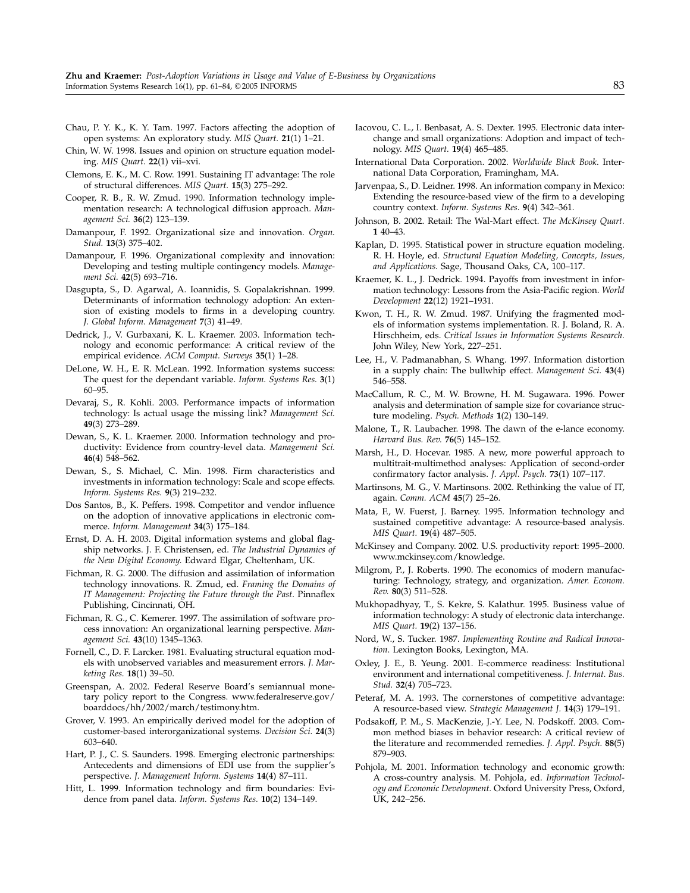Chau, P. Y. K., K. Y. Tam. 1997. Factors affecting the adoption of open systems: An exploratory study. *MIS Quart.* **21**(1) 1–21.

Chin, W. W. 1998. Issues and opinion on structure equation modeling. *MIS Quart.* **22**(1) vii–xvi.

Clemons, E. K., M. C. Row. 1991. Sustaining IT advantage: The role of structural differences. *MIS Quart.* **15**(3) 275–292.

Cooper, R. B., R. W. Zmud. 1990. Information technology implementation research: A technological diffusion approach. *Management Sci.* **36**(2) 123–139.

Damanpour, F. 1992. Organizational size and innovation. *Organ. Stud.* **13**(3) 375–402.

Damanpour, F. 1996. Organizational complexity and innovation: Developing and testing multiple contingency models. *Management Sci.* **42**(5) 693–716.

Dasgupta, S., D. Agarwal, A. Ioannidis, S. Gopalakrishnan. 1999. Determinants of information technology adoption: An extension of existing models to firms in a developing country. *J. Global Inform. Management* **7**(3) 41–49.

Dedrick, J., V. Gurbaxani, K. L. Kraemer. 2003. Information technology and economic performance: A critical review of the empirical evidence. *ACM Comput. Surveys* **35**(1) 1–28.

DeLone, W. H., E. R. McLean. 1992. Information systems success: The quest for the dependant variable. *Inform. Systems Res.* **3**(1) 60–95.

Devaraj, S., R. Kohli. 2003. Performance impacts of information technology: Is actual usage the missing link? *Management Sci.* **49**(3) 273–289.

Dewan, S., K. L. Kraemer. 2000. Information technology and productivity: Evidence from country-level data. *Management Sci.* **46**(4) 548–562.

Dewan, S., S. Michael, C. Min. 1998. Firm characteristics and investments in information technology: Scale and scope effects. *Inform. Systems Res.* **9**(3) 219–232.

Dos Santos, B., K. Peffers. 1998. Competitor and vendor influence on the adoption of innovative applications in electronic commerce. *Inform. Management* **34**(3) 175–184.

Ernst, D. A. H. 2003. Digital information systems and global flagship networks. J. F. Christensen, ed. *The Industrial Dynamics of the New Digital Economy.* Edward Elgar, Cheltenham, UK.

Fichman, R. G. 2000. The diffusion and assimilation of information technology innovations. R. Zmud, ed. *Framing the Domains of IT Management: Projecting the Future through the Past.* Pinnaflex Publishing, Cincinnati, OH.

Fichman, R. G., C. Kemerer. 1997. The assimilation of software process innovation: An organizational learning perspective. *Management Sci.* **43**(10) 1345–1363.

Fornell, C., D. F. Larcker. 1981. Evaluating structural equation models with unobserved variables and measurement errors. *J. Marketing Res.* **18**(1) 39–50.

Greenspan, A. 2002. Federal Reserve Board's semiannual monetary policy report to the Congress. www.federalreserve.gov/boarddocs/hh/2002/march/testimony.htm.

Grover, V. 1993. An empirically derived model for the adoption of customer-based interorganizational systems. *Decision Sci.* **24**(3) 603–640.

Hart, P. J., C. S. Saunders. 1998. Emerging electronic partnerships: Antecedents and dimensions of EDI use from the supplier's perspective. *J. Management Inform. Systems* **14**(4) 87–111.

Hitt, L. 1999. Information technology and firm boundaries: Evidence from panel data. *Inform. Systems Res.* **10**(2) 134–149.

Iacovou, C. L., I. Benbasat, A. S. Dexter. 1995. Electronic data interchange and small organizations: Adoption and impact of technology. *MIS Quart.* **19**(4) 465–485.

International Data Corporation. 2002. *Worldwide Black Book.* International Data Corporation, Framingham, MA.

Jarvenpaa, S., D. Leidner. 1998. An information company in Mexico: Extending the resource-based view of the firm to a developing country context. *Inform. Systems Res.* **9**(4) 342–361.

Johnson, B. 2002. Retail: The Wal-Mart effect. *The McKinsey Quart.* **1** 40–43.

Kaplan, D. 1995. Statistical power in structure equation modeling. R. H. Hoyle, ed. *Structural Equation Modeling, Concepts, Issues, and Applications.* Sage, Thousand Oaks, CA, 100–117.

Kraemer, K. L., J. Dedrick. 1994. Payoffs from investment in information technology: Lessons from the Asia-Pacific region. *World Development* **22**(12) 1921–1931.

Kwon, T. H., R. W. Zmud. 1987. Unifying the fragmented models of information systems implementation. R. J. Boland, R. A. Hirschheim, eds. *Critical Issues in Information Systems Research.* John Wiley, New York, 227–251.

Lee, H., V. Padmanabhan, S. Whang. 1997. Information distortion in a supply chain: The bullwhip effect. *Management Sci.* **43**(4) 546–558.

MacCallum, R. C., M. W. Browne, H. M. Sugawara. 1996. Power analysis and determination of sample size for covariance structure modeling. *Psych. Methods* **1**(2) 130–149.

Malone, T., R. Laubacher. 1998. The dawn of the e-lance economy. *Harvard Bus. Rev.* **76**(5) 145–152.

Marsh, H., D. Hocevar. 1985. A new, more powerful approach to multitrait-multimethod analyses: Application of second-order confirmatory factor analysis. *J. Appl. Psych.* **73**(1) 107–117.

Martinsons, M. G., V. Martinsons. 2002. Rethinking the value of IT, again. *Comm. ACM* **45**(7) 25–26.

Mata, F., W. Fuerst, J. Barney. 1995. Information technology and sustained competitive advantage: A resource-based analysis. *MIS Quart.* **19**(4) 487–505.

McKinsey and Company. 2002. U.S. productivity report: 1995–2000. www.mckinsey.com/knowledge.

Milgrom, P., J. Roberts. 1990. The economics of modern manufacturing: Technology, strategy, and organization. *Amer. Econom. Rev.* **80**(3) 511–528.

Mukhopadhyay, T., S. Kekre, S. Kalathur. 1995. Business value of information technology: A study of electronic data interchange. *MIS Quart.* **19**(2) 137–156.

Nord, W., S. Tucker. 1987. *Implementing Routine and Radical Innovation.* Lexington Books, Lexington, MA.

Oxley, J. E., B. Yeung. 2001. E-commerce readiness: Institutional environment and international competitiveness. *J. Internat. Bus. Stud.* **32**(4) 705–723.

Peteraf, M. A. 1993. The cornerstones of competitive advantage: A resource-based view. *Strategic Management J.* **14**(3) 179–191.

Podsakoff, P. M., S. MacKenzie, J.-Y. Lee, N. Podskoff. 2003. Common method biases in behavior research: A critical review of the literature and recommended remedies. *J. Appl. Psych.* **88**(5) 879–903.

Pohjola, M. 2001. Information technology and economic growth: A cross-country analysis. M. Pohjola, ed. *Information Technology and Economic Development.* Oxford University Press, Oxford, UK, 242–256.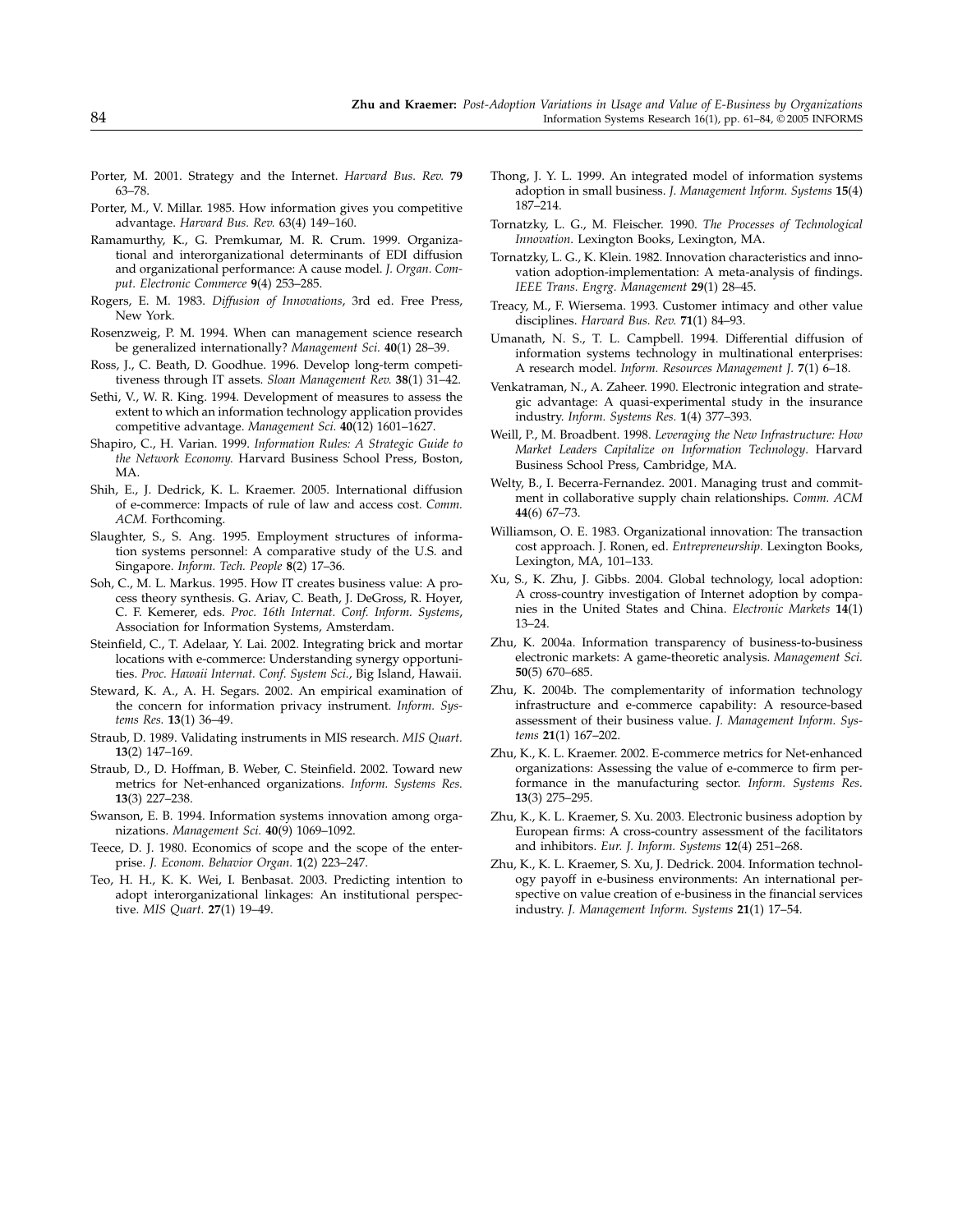Porter, M. 2001. Strategy and the Internet. *Harvard Bus. Rev.* **79** 63–78.

Porter, M., V. Millar. 1985. How information gives you competitive advantage. *Harvard Bus. Rev.* 63(4) 149–160.

Ramamurthy, K., G. Premkumar, M. R. Crum. 1999. Organizational and interorganizational determinants of EDI diffusion and organizational performance: A cause model. *J. Organ. Comput. Electronic Commerce* **9**(4) 253–285.

Rogers, E. M. 1983. *Diffusion of Innovations*, 3rd ed. Free Press, New York.

Rosenzweig, P. M. 1994. When can management science research be generalized internationally? *Management Sci.* **40**(1) 28–39.

Ross, J., C. Beath, D. Goodhue. 1996. Develop long-term competitiveness through IT assets. *Sloan Management Rev.* **38**(1) 31–42.

Sethi, V., W. R. King. 1994. Development of measures to assess the extent to which an information technology application provides competitive advantage. *Management Sci.* **40**(12) 1601–1627.

Shapiro, C., H. Varian. 1999. *Information Rules: A Strategic Guide to the Network Economy.* Harvard Business School Press, Boston, MA.

Shih, E., J. Dedrick, K. L. Kraemer. 2005. International diffusion of e-commerce: Impacts of rule of law and access cost. *Comm. ACM.* Forthcoming.

Slaughter, S., S. Ang. 1995. Employment structures of information systems personnel: A comparative study of the U.S. and Singapore. *Inform. Tech. People* **8**(2) 17–36.

Soh, C., M. L. Markus. 1995. How IT creates business value: A process theory synthesis. G. Ariav, C. Beath, J. DeGross, R. Hoyer, C. F. Kemerer, eds. *Proc. 16th Internat. Conf. Inform. Systems*, Association for Information Systems, Amsterdam.

Steinfield, C., T. Adelaar, Y. Lai. 2002. Integrating brick and mortar locations with e-commerce: Understanding synergy opportunities. *Proc. Hawaii Internat. Conf. System Sci.*, Big Island, Hawaii.

Steward, K. A., A. H. Segars. 2002. An empirical examination of the concern for information privacy instrument. *Inform. Systems Res.* **13**(1) 36–49.

Straub, D. 1989. Validating instruments in MIS research. *MIS Quart.* **13**(2) 147–169.

Straub, D., D. Hoffman, B. Weber, C. Steinfield. 2002. Toward new metrics for Net-enhanced organizations. *Inform. Systems Res.* **13**(3) 227–238.

Swanson, E. B. 1994. Information systems innovation among organizations. *Management Sci.* **40**(9) 1069–1092.

Teece, D. J. 1980. Economics of scope and the scope of the enterprise. *J. Econom. Behavior Organ.* **1**(2) 223–247.

Teo, H. H., K. K. Wei, I. Benbasat. 2003. Predicting intention to adopt interorganizational linkages: An institutional perspective. *MIS Quart.* **27**(1) 19–49.

Thong, J. Y. L. 1999. An integrated model of information systems adoption in small business. *J. Management Inform. Systems* **15**(4) 187–214.

Tornatzky, L. G., M. Fleischer. 1990. *The Processes of Technological Innovation*. Lexington Books, Lexington, MA.

Tornatzky, L. G., K. Klein. 1982. Innovation characteristics and innovation adoption-implementation: A meta-analysis of findings. *IEEE Trans. Engrg. Management* **29**(1) 28–45.

Treacy, M., F. Wiersema. 1993. Customer intimacy and other value disciplines. *Harvard Bus. Rev.* **71**(1) 84–93.

Umanath, N. S., T. L. Campbell. 1994. Differential diffusion of information systems technology in multinational enterprises: A research model. *Inform. Resources Management J.* **7**(1) 6–18.

Venkatraman, N., A. Zaheer. 1990. Electronic integration and strategic advantage: A quasi-experimental study in the insurance industry. *Inform. Systems Res.* **1**(4) 377–393.

Weill, P., M. Broadbent. 1998. *Leveraging the New Infrastructure: How Market Leaders Capitalize on Information Technology*. Harvard Business School Press, Cambridge, MA.

Welty, B., I. Becerra-Fernandez. 2001. Managing trust and commitment in collaborative supply chain relationships. *Comm. ACM* **44**(6) 67–73.

Williamson, O. E. 1983. Organizational innovation: The transaction cost approach. J. Ronen, ed. *Entrepreneurship.* Lexington Books, Lexington, MA, 101–133.

Xu, S., K. Zhu, J. Gibbs. 2004. Global technology, local adoption: A cross-country investigation of Internet adoption by companies in the United States and China. *Electronic Markets* **14**(1) 13–24.

Zhu, K. 2004a. Information transparency of business-to-business electronic markets: A game-theoretic analysis. *Management Sci.* **50**(5) 670–685.

Zhu, K. 2004b. The complementarity of information technology infrastructure and e-commerce capability: A resource-based assessment of their business value. *J. Management Inform. Systems* **21**(1) 167–202.

Zhu, K., K. L. Kraemer. 2002. E-commerce metrics for Net-enhanced organizations: Assessing the value of e-commerce to firm performance in the manufacturing sector. *Inform. Systems Res.* **13**(3) 275–295.

Zhu, K., K. L. Kraemer, S. Xu. 2003. Electronic business adoption by European firms: A cross-country assessment of the facilitators and inhibitors. *Eur. J. Inform. Systems* **12**(4) 251–268.

Zhu, K., K. L. Kraemer, S. Xu, J. Dedrick. 2004. Information technology payoff in e-business environments: An international perspective on value creation of e-business in the financial services industry. *J. Management Inform. Systems* **21**(1) 17–54.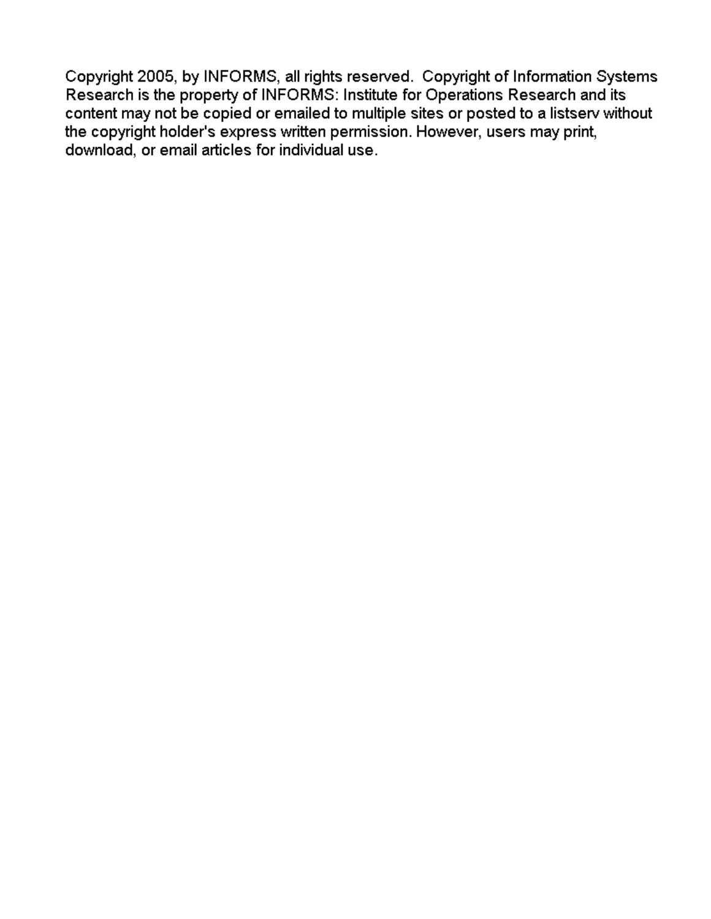Copyright 2005, by INFORMS, all rights reserved. Copyright of Information Systems Research is the property of INFORMS: Institute for Operations Research and its content may not be copied or emailed to multiple sites or posted to a listserv without the copyright holder's express written permission. However, users may print, download, or email articles for individual use.